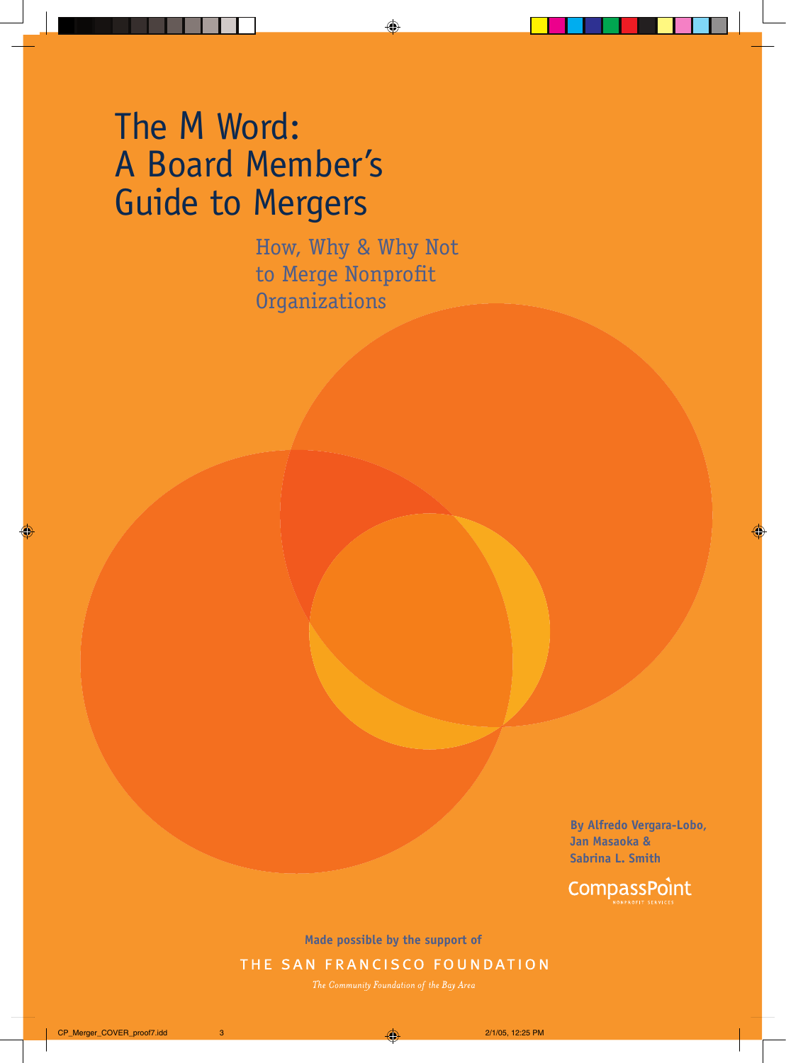# The M Word: A Board Member's Guide to Mergers

## How, Why & Why Not to Merge Nonprofit Organizations

**By Alfredo Vergara-Lobo, Jan Masaoka & Sabrina L. Smith**

CompassPoint
NONPROFIT SERVICES

**Made possible by the support of**

THE SAN FRANCISCO FOUNDATION

*The Community Foundation of the Bay Area*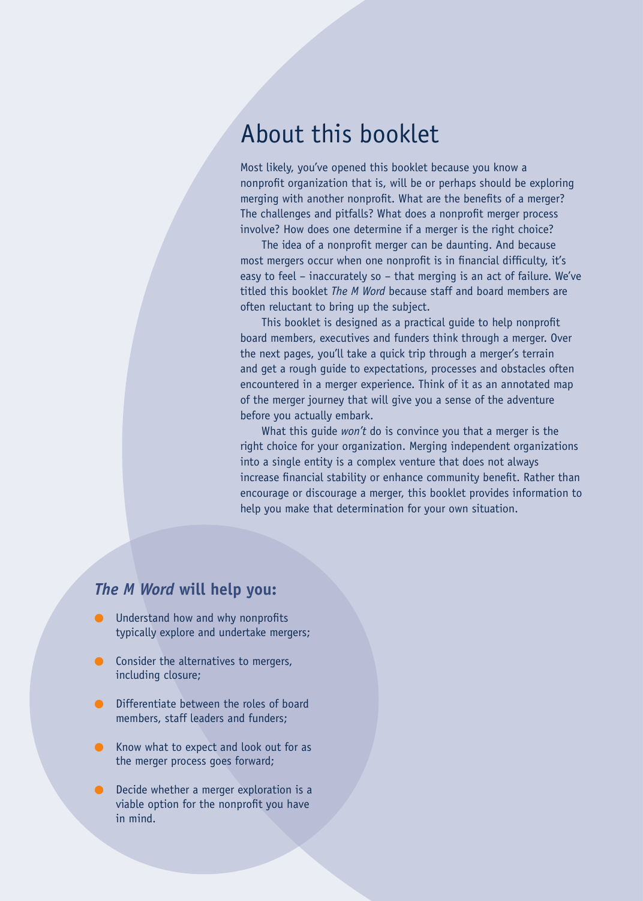# About this booklet

Most likely, you've opened this booklet because you know a nonprofit organization that is, will be or perhaps should be exploring merging with another nonprofit. What are the benefits of a merger? The challenges and pitfalls? What does a nonprofit merger process involve? How does one determine if a merger is the right choice?

The idea of a nonprofit merger can be daunting. And because most mergers occur when one nonprofit is in financial difficulty, it's easy to feel – inaccurately so – that merging is an act of failure. We've titled this booklet *The M Word* because staff and board members are often reluctant to bring up the subject.

This booklet is designed as a practical guide to help nonprofit board members, executives and funders think through a merger. Over the next pages, you'll take a quick trip through a merger's terrain and get a rough guide to expectations, processes and obstacles often encountered in a merger experience. Think of it as an annotated map of the merger journey that will give you a sense of the adventure before you actually embark.

What this guide *won't* do is convince you that a merger is the right choice for your organization. Merging independent organizations into a single entity is a complex venture that does not always increase financial stability or enhance community benefit. Rather than encourage or discourage a merger, this booklet provides information to help you make that determination for your own situation.

### ***The M Word*** **will help you:**

- Understand how and why nonprofits typically explore and undertake mergers;
- Consider the alternatives to mergers, including closure;
- Differentiate between the roles of board members, staff leaders and funders;
- Know what to expect and look out for as the merger process goes forward;
- Decide whether a merger exploration is a viable option for the nonprofit you have in mind.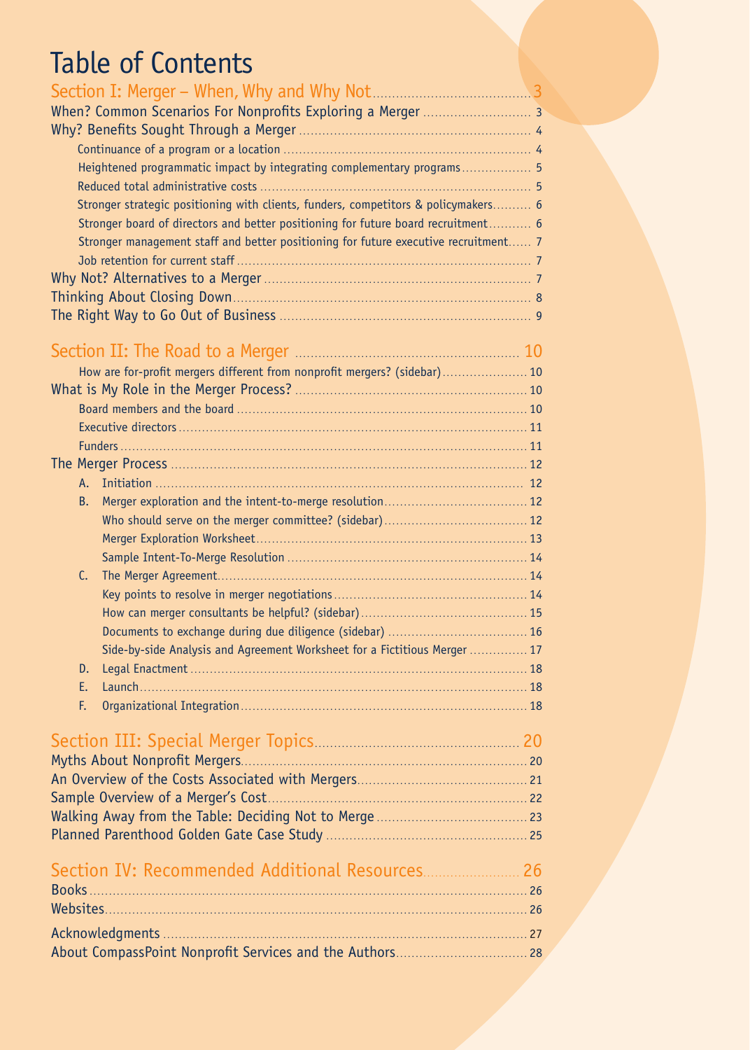# Table of Contents

## Section I: Merger – When, Why and Why Not ........ 3

When? Common Scenarios For Nonprofits Exploring a Merger ........ 3

Why? Benefits Sought Through a Merger ........ 4

- Continuance of a program or a location ........ 4
- Heightened programmatic impact by integrating complementary programs ........ 5
- Reduced total administrative costs ........ 5
- Stronger strategic positioning with clients, funders, competitors & policymakers ........ 6
- Stronger board of directors and better positioning for future board recruitment ........ 6
- Stronger management staff and better positioning for future executive recruitment ........ 7
- Job retention for current staff ........ 7

Why Not? Alternatives to a Merger ........ 7

Thinking About Closing Down ........ 8

The Right Way to Go Out of Business ........ 9

## Section II: The Road to a Merger ........ 10

- How are for-profit mergers different from nonprofit mergers? (sidebar) ........ 10

What is My Role in the Merger Process? ........ 10

- Board members and the board ........ 10
- Executive directors ........ 11
- Funders ........ 11

The Merger Process ........ 12

- A. Initiation ........ 12
- B. Merger exploration and the intent-to-merge resolution ........ 12
  - Who should serve on the merger committee? (sidebar) ........ 12
  - Merger Exploration Worksheet ........ 13
  - Sample Intent-To-Merge Resolution ........ 14
- C. The Merger Agreement ........ 14
  - Key points to resolve in merger negotiations ........ 14
  - How can merger consultants be helpful? (sidebar) ........ 15
  - Documents to exchange during due diligence (sidebar) ........ 16
  - Side-by-side Analysis and Agreement Worksheet for a Fictitious Merger ........ 17
- D. Legal Enactment ........ 18
- E. Launch ........ 18
- F. Organizational Integration ........ 18

## Section III: Special Merger Topics ........ 20

Myths About Nonprofit Mergers ........ 20

An Overview of the Costs Associated with Mergers ........ 21

Sample Overview of a Merger's Cost ........ 22

Walking Away from the Table: Deciding Not to Merge ........ 23

Planned Parenthood Golden Gate Case Study ........ 25

## Section IV: Recommended Additional Resources ........ 26

Books ........ 26

Websites ........ 26

Acknowledgments ........ 27

About CompassPoint Nonprofit Services and the Authors ........ 28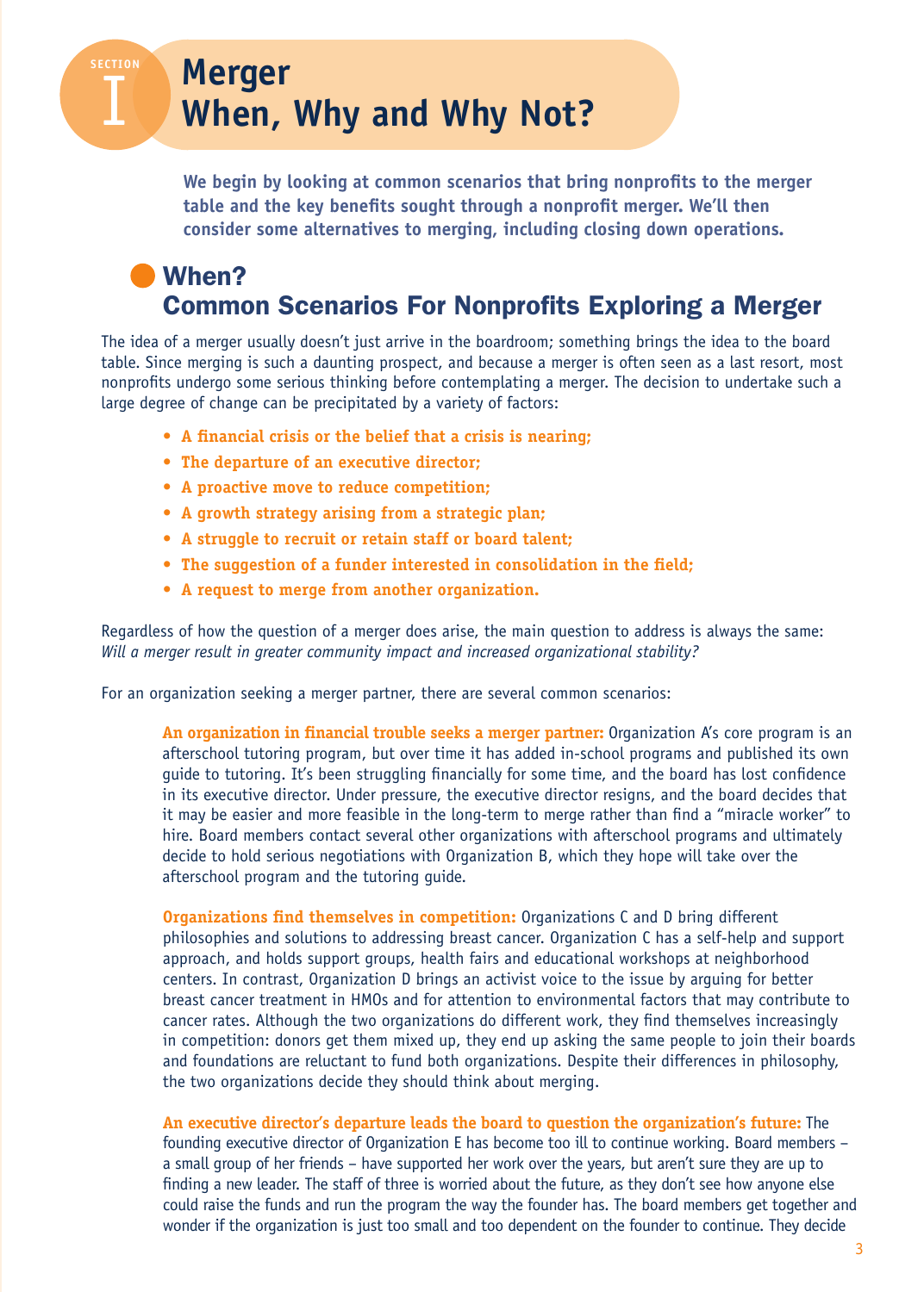# SECTION I

# Merger When, Why and Why Not?

**We begin by looking at common scenarios that bring nonprofits to the merger table and the key benefits sought through a nonprofit merger. We'll then consider some alternatives to merging, including closing down operations.**

## When? Common Scenarios For Nonprofits Exploring a Merger

The idea of a merger usually doesn't just arrive in the boardroom; something brings the idea to the board table. Since merging is such a daunting prospect, and because a merger is often seen as a last resort, most nonprofits undergo some serious thinking before contemplating a merger. The decision to undertake such a large degree of change can be precipitated by a variety of factors:

- **A financial crisis or the belief that a crisis is nearing;**
- **The departure of an executive director;**
- **A proactive move to reduce competition;**
- **A growth strategy arising from a strategic plan;**
- **A struggle to recruit or retain staff or board talent;**
- **The suggestion of a funder interested in consolidation in the field;**
- **A request to merge from another organization.**

Regardless of how the question of a merger does arise, the main question to address is always the same: *Will a merger result in greater community impact and increased organizational stability?*

For an organization seeking a merger partner, there are several common scenarios:

**An organization in financial trouble seeks a merger partner:** Organization A's core program is an afterschool tutoring program, but over time it has added in-school programs and published its own guide to tutoring. It's been struggling financially for some time, and the board has lost confidence in its executive director. Under pressure, the executive director resigns, and the board decides that it may be easier and more feasible in the long-term to merge rather than find a "miracle worker" to hire. Board members contact several other organizations with afterschool programs and ultimately decide to hold serious negotiations with Organization B, which they hope will take over the afterschool program and the tutoring guide.

**Organizations find themselves in competition:** Organizations C and D bring different philosophies and solutions to addressing breast cancer. Organization C has a self-help and support approach, and holds support groups, health fairs and educational workshops at neighborhood centers. In contrast, Organization D brings an activist voice to the issue by arguing for better breast cancer treatment in HMOs and for attention to environmental factors that may contribute to cancer rates. Although the two organizations do different work, they find themselves increasingly in competition: donors get them mixed up, they end up asking the same people to join their boards and foundations are reluctant to fund both organizations. Despite their differences in philosophy, the two organizations decide they should think about merging.

**An executive director's departure leads the board to question the organization's future:** The founding executive director of Organization E has become too ill to continue working. Board members – a small group of her friends – have supported her work over the years, but aren't sure they are up to finding a new leader. The staff of three is worried about the future, as they don't see how anyone else could raise the funds and run the program the way the founder has. The board members get together and wonder if the organization is just too small and too dependent on the founder to continue. They decide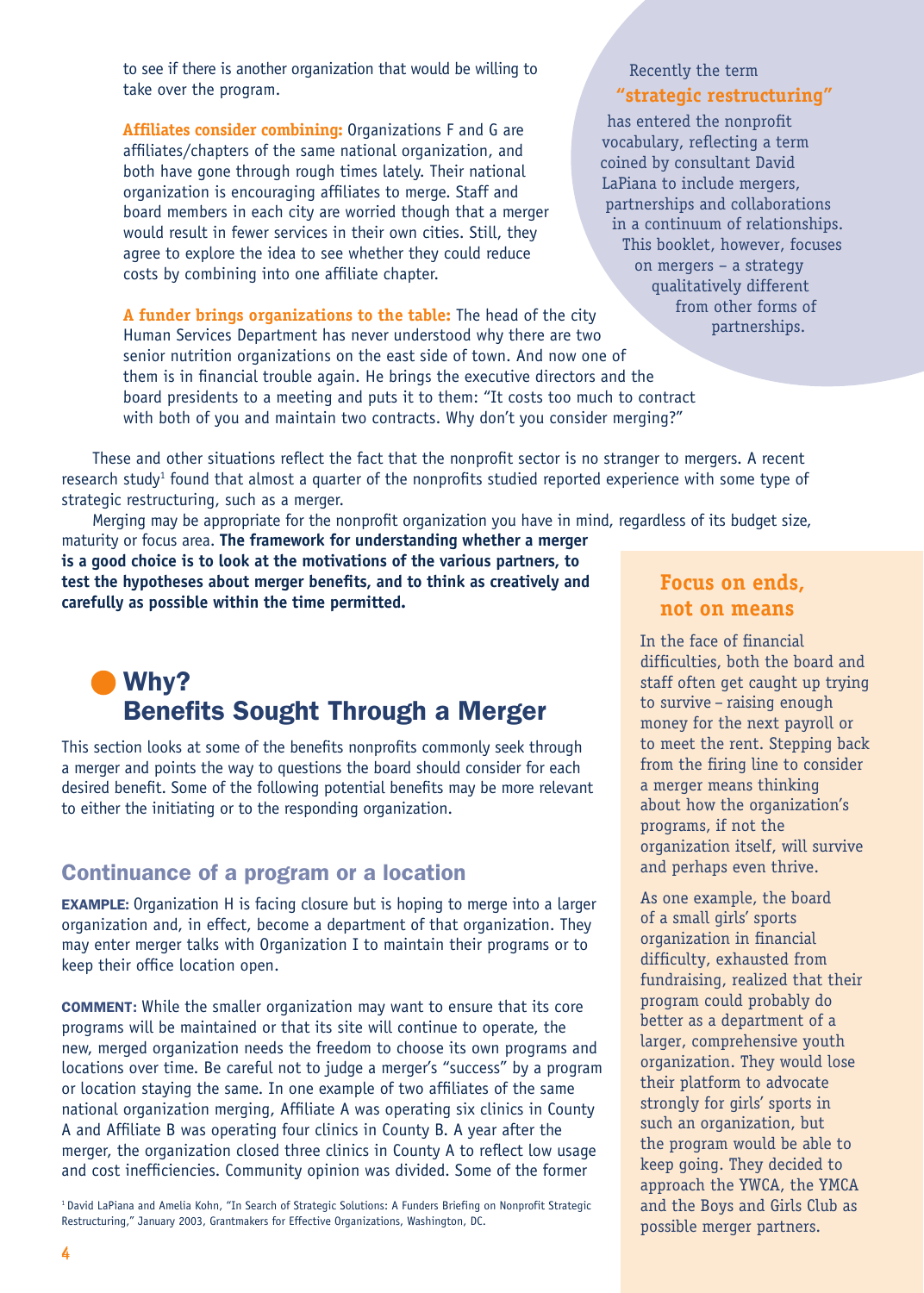to see if there is another organization that would be willing to take over the program.

**Affiliates consider combining:** Organizations F and G are affiliates/chapters of the same national organization, and both have gone through rough times lately. Their national organization is encouraging affiliates to merge. Staff and board members in each city are worried though that a merger would result in fewer services in their own cities. Still, they agree to explore the idea to see whether they could reduce costs by combining into one affiliate chapter.

**A funder brings organizations to the table:** The head of the city Human Services Department has never understood why there are two senior nutrition organizations on the east side of town. And now one of them is in financial trouble again. He brings the executive directors and the board presidents to a meeting and puts it to them: "It costs too much to contract with both of you and maintain two contracts. Why don't you consider merging?"

Recently the term **"strategic restructuring"** has entered the nonprofit vocabulary, reflecting a term coined by consultant David LaPiana to include mergers, partnerships and collaborations in a continuum of relationships. This booklet, however, focuses on mergers – a strategy qualitatively different from other forms of partnerships.

These and other situations reflect the fact that the nonprofit sector is no stranger to mergers. A recent research study[1] found that almost a quarter of the nonprofits studied reported experience with some type of strategic restructuring, such as a merger.

Merging may be appropriate for the nonprofit organization you have in mind, regardless of its budget size, maturity or focus area. **The framework for understanding whether a merger is a good choice is to look at the motivations of the various partners, to test the hypotheses about merger benefits, and to think as creatively and carefully as possible within the time permitted.**

## Why? Benefits Sought Through a Merger

This section looks at some of the benefits nonprofits commonly seek through a merger and points the way to questions the board should consider for each desired benefit. Some of the following potential benefits may be more relevant to either the initiating or to the responding organization.

### Continuance of a program or a location

**EXAMPLE:** Organization H is facing closure but is hoping to merge into a larger organization and, in effect, become a department of that organization. They may enter merger talks with Organization I to maintain their programs or to keep their office location open.

**COMMENT:** While the smaller organization may want to ensure that its core programs will be maintained or that its site will continue to operate, the new, merged organization needs the freedom to choose its own programs and locations over time. Be careful not to judge a merger's "success" by a program or location staying the same. In one example of two affiliates of the same national organization merging, Affiliate A was operating six clinics in County A and Affiliate B was operating four clinics in County B. A year after the merger, the organization closed three clinics in County A to reflect low usage and cost inefficiencies. Community opinion was divided. Some of the former

### Focus on ends, not on means

In the face of financial difficulties, both the board and staff often get caught up trying to survive – raising enough money for the next payroll or to meet the rent. Stepping back from the firing line to consider a merger means thinking about how the organization's programs, if not the organization itself, will survive and perhaps even thrive.

As one example, the board of a small girls' sports organization in financial difficulty, exhausted from fundraising, realized that their program could probably do better as a department of a larger, comprehensive youth organization. They would lose their platform to advocate strongly for girls' sports in such an organization, but the program would be able to keep going. They decided to approach the YWCA, the YMCA and the Boys and Girls Club as possible merger partners.

[1] David LaPiana and Amelia Kohn, "In Search of Strategic Solutions: A Funders Briefing on Nonprofit Strategic Restructuring," January 2003, Grantmakers for Effective Organizations, Washington, DC.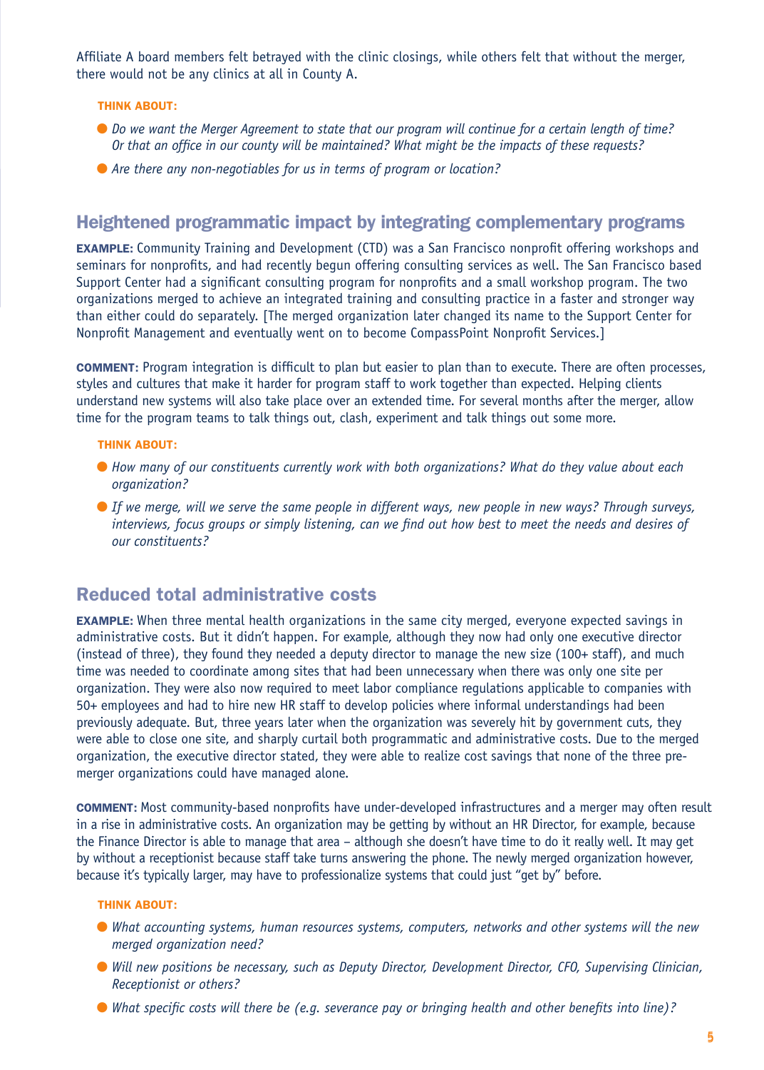Affiliate A board members felt betrayed with the clinic closings, while others felt that without the merger, there would not be any clinics at all in County A.

**THINK ABOUT:**

- *Do we want the Merger Agreement to state that our program will continue for a certain length of time? Or that an office in our county will be maintained? What might be the impacts of these requests?*
- *Are there any non-negotiables for us in terms of program or location?*

## Heightened programmatic impact by integrating complementary programs

**EXAMPLE:** Community Training and Development (CTD) was a San Francisco nonprofit offering workshops and seminars for nonprofits, and had recently begun offering consulting services as well. The San Francisco based Support Center had a significant consulting program for nonprofits and a small workshop program. The two organizations merged to achieve an integrated training and consulting practice in a faster and stronger way than either could do separately. [The merged organization later changed its name to the Support Center for Nonprofit Management and eventually went on to become CompassPoint Nonprofit Services.]

**COMMENT:** Program integration is difficult to plan but easier to plan than to execute. There are often processes, styles and cultures that make it harder for program staff to work together than expected. Helping clients understand new systems will also take place over an extended time. For several months after the merger, allow time for the program teams to talk things out, clash, experiment and talk things out some more.

**THINK ABOUT:**

- *How many of our constituents currently work with both organizations? What do they value about each organization?*
- *If we merge, will we serve the same people in different ways, new people in new ways? Through surveys, interviews, focus groups or simply listening, can we find out how best to meet the needs and desires of our constituents?*

## Reduced total administrative costs

**EXAMPLE:** When three mental health organizations in the same city merged, everyone expected savings in administrative costs. But it didn't happen. For example, although they now had only one executive director (instead of three), they found they needed a deputy director to manage the new size (100+ staff), and much time was needed to coordinate among sites that had been unnecessary when there was only one site per organization. They were also now required to meet labor compliance regulations applicable to companies with 50+ employees and had to hire new HR staff to develop policies where informal understandings had been previously adequate. But, three years later when the organization was severely hit by government cuts, they were able to close one site, and sharply curtail both programmatic and administrative costs. Due to the merged organization, the executive director stated, they were able to realize cost savings that none of the three pre-merger organizations could have managed alone.

**COMMENT:** Most community-based nonprofits have under-developed infrastructures and a merger may often result in a rise in administrative costs. An organization may be getting by without an HR Director, for example, because the Finance Director is able to manage that area – although she doesn't have time to do it really well. It may get by without a receptionist because staff take turns answering the phone. The newly merged organization however, because it's typically larger, may have to professionalize systems that could just "get by" before.

**THINK ABOUT:**

- *What accounting systems, human resources systems, computers, networks and other systems will the new merged organization need?*
- *Will new positions be necessary, such as Deputy Director, Development Director, CFO, Supervising Clinician, Receptionist or others?*
- *What specific costs will there be (e.g. severance pay or bringing health and other benefits into line)?*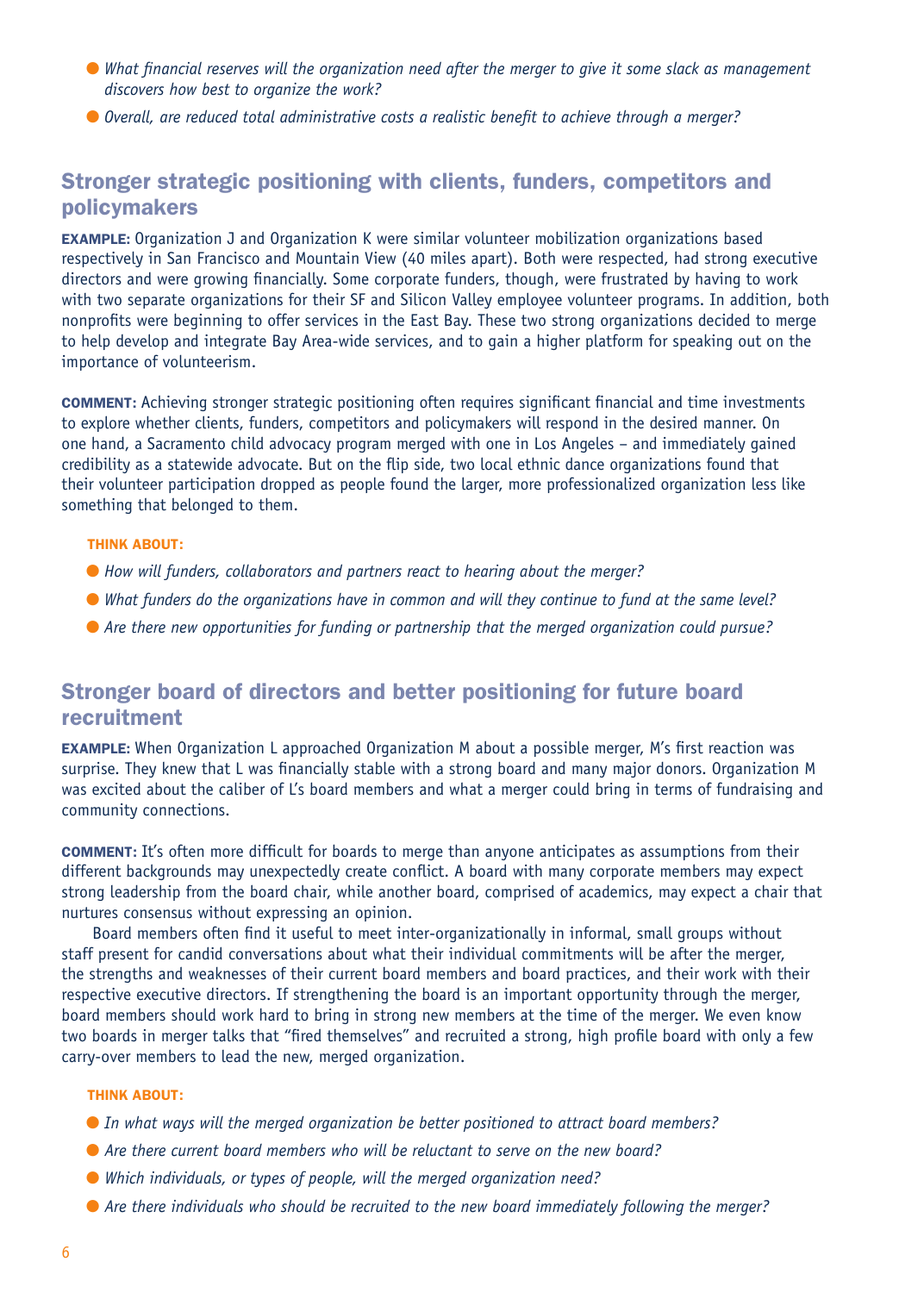- *What financial reserves will the organization need after the merger to give it some slack as management discovers how best to organize the work?*
- *Overall, are reduced total administrative costs a realistic benefit to achieve through a merger?*

## Stronger strategic positioning with clients, funders, competitors and policymakers

**EXAMPLE:** Organization J and Organization K were similar volunteer mobilization organizations based respectively in San Francisco and Mountain View (40 miles apart). Both were respected, had strong executive directors and were growing financially. Some corporate funders, though, were frustrated by having to work with two separate organizations for their SF and Silicon Valley employee volunteer programs. In addition, both nonprofits were beginning to offer services in the East Bay. These two strong organizations decided to merge to help develop and integrate Bay Area-wide services, and to gain a higher platform for speaking out on the importance of volunteerism.

**COMMENT:** Achieving stronger strategic positioning often requires significant financial and time investments to explore whether clients, funders, competitors and policymakers will respond in the desired manner. On one hand, a Sacramento child advocacy program merged with one in Los Angeles – and immediately gained credibility as a statewide advocate. But on the flip side, two local ethnic dance organizations found that their volunteer participation dropped as people found the larger, more professionalized organization less like something that belonged to them.

**THINK ABOUT:**

- *How will funders, collaborators and partners react to hearing about the merger?*
- *What funders do the organizations have in common and will they continue to fund at the same level?*
- *Are there new opportunities for funding or partnership that the merged organization could pursue?*

## Stronger board of directors and better positioning for future board recruitment

**EXAMPLE:** When Organization L approached Organization M about a possible merger, M's first reaction was surprise. They knew that L was financially stable with a strong board and many major donors. Organization M was excited about the caliber of L's board members and what a merger could bring in terms of fundraising and community connections.

**COMMENT:** It's often more difficult for boards to merge than anyone anticipates as assumptions from their different backgrounds may unexpectedly create conflict. A board with many corporate members may expect strong leadership from the board chair, while another board, comprised of academics, may expect a chair that nurtures consensus without expressing an opinion.

Board members often find it useful to meet inter-organizationally in informal, small groups without staff present for candid conversations about what their individual commitments will be after the merger, the strengths and weaknesses of their current board members and board practices, and their work with their respective executive directors. If strengthening the board is an important opportunity through the merger, board members should work hard to bring in strong new members at the time of the merger. We even know two boards in merger talks that "fired themselves" and recruited a strong, high profile board with only a few carry-over members to lead the new, merged organization.

**THINK ABOUT:**

- *In what ways will the merged organization be better positioned to attract board members?*
- *Are there current board members who will be reluctant to serve on the new board?*
- *Which individuals, or types of people, will the merged organization need?*
- *Are there individuals who should be recruited to the new board immediately following the merger?*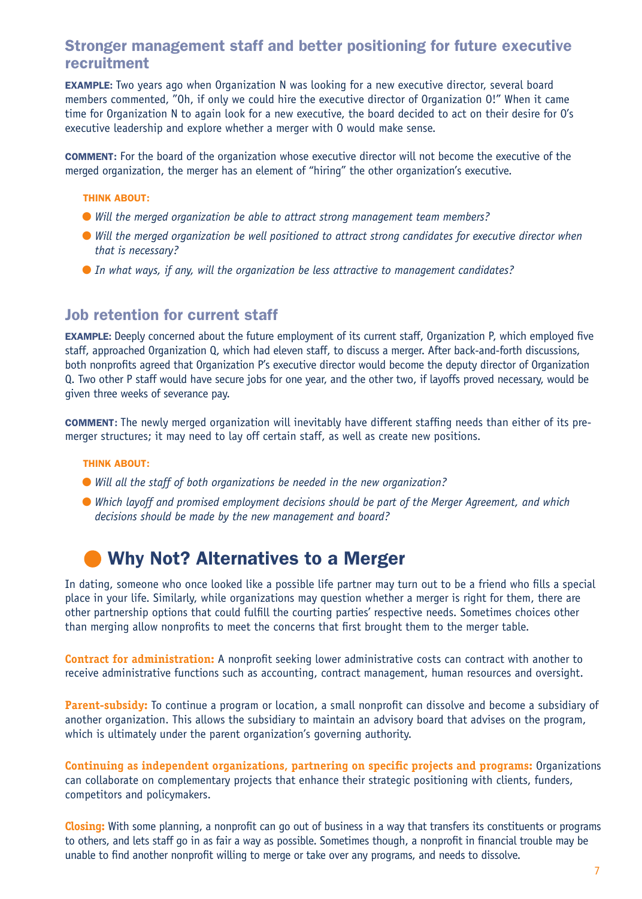## Stronger management staff and better positioning for future executive recruitment

**EXAMPLE:** Two years ago when Organization N was looking for a new executive director, several board members commented, "Oh, if only we could hire the executive director of Organization O!" When it came time for Organization N to again look for a new executive, the board decided to act on their desire for O's executive leadership and explore whether a merger with O would make sense.

**COMMENT:** For the board of the organization whose executive director will not become the executive of the merged organization, the merger has an element of "hiring" the other organization's executive.

**THINK ABOUT:**

- *Will the merged organization be able to attract strong management team members?*
- *Will the merged organization be well positioned to attract strong candidates for executive director when that is necessary?*
- *In what ways, if any, will the organization be less attractive to management candidates?*

## Job retention for current staff

**EXAMPLE:** Deeply concerned about the future employment of its current staff, Organization P, which employed five staff, approached Organization Q, which had eleven staff, to discuss a merger. After back-and-forth discussions, both nonprofits agreed that Organization P's executive director would become the deputy director of Organization Q. Two other P staff would have secure jobs for one year, and the other two, if layoffs proved necessary, would be given three weeks of severance pay.

**COMMENT:** The newly merged organization will inevitably have different staffing needs than either of its pre-merger structures; it may need to lay off certain staff, as well as create new positions.

**THINK ABOUT:**

- *Will all the staff of both organizations be needed in the new organization?*
- *Which layoff and promised employment decisions should be part of the Merger Agreement, and which decisions should be made by the new management and board?*

# Why Not? Alternatives to a Merger

In dating, someone who once looked like a possible life partner may turn out to be a friend who fills a special place in your life. Similarly, while organizations may question whether a merger is right for them, there are other partnership options that could fulfill the courting parties' respective needs. Sometimes choices other than merging allow nonprofits to meet the concerns that first brought them to the merger table.

**Contract for administration:** A nonprofit seeking lower administrative costs can contract with another to receive administrative functions such as accounting, contract management, human resources and oversight.

**Parent-subsidy:** To continue a program or location, a small nonprofit can dissolve and become a subsidiary of another organization. This allows the subsidiary to maintain an advisory board that advises on the program, which is ultimately under the parent organization's governing authority.

**Continuing as independent organizations, partnering on specific projects and programs:** Organizations can collaborate on complementary projects that enhance their strategic positioning with clients, funders, competitors and policymakers.

**Closing:** With some planning, a nonprofit can go out of business in a way that transfers its constituents or programs to others, and lets staff go in as fair a way as possible. Sometimes though, a nonprofit in financial trouble may be unable to find another nonprofit willing to merge or take over any programs, and needs to dissolve.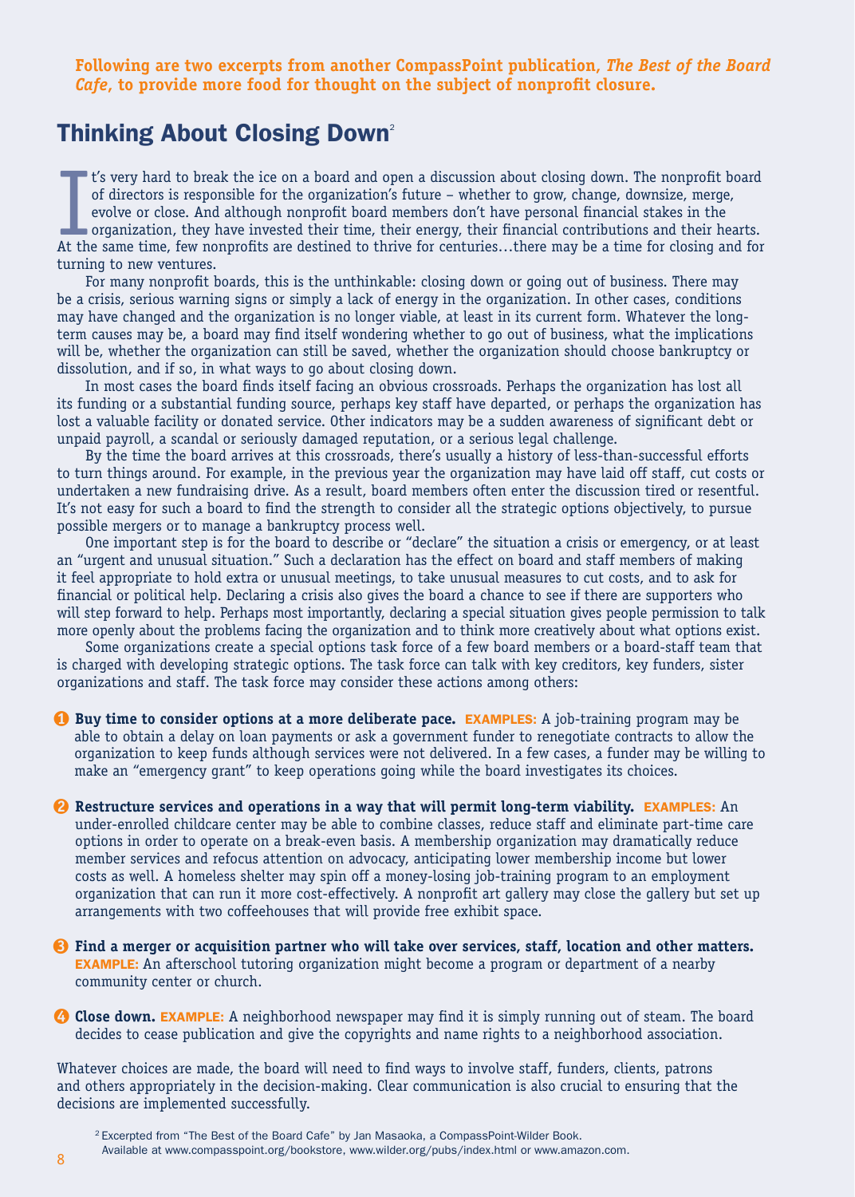**Following are two excerpts from another CompassPoint publication, *The Best of the Board Cafe*, to provide more food for thought on the subject of nonprofit closure.**

## Thinking About Closing Down[2]

It's very hard to break the ice on a board and open a discussion about closing down. The nonprofit board of directors is responsible for the organization's future – whether to grow, change, downsize, merge, evolve or close. And although nonprofit board members don't have personal financial stakes in the organization, they have invested their time, their energy, their financial contributions and their hearts. At the same time, few nonprofits are destined to thrive for centuries…there may be a time for closing and for turning to new ventures.

For many nonprofit boards, this is the unthinkable: closing down or going out of business. There may be a crisis, serious warning signs or simply a lack of energy in the organization. In other cases, conditions may have changed and the organization is no longer viable, at least in its current form. Whatever the long-term causes may be, a board may find itself wondering whether to go out of business, what the implications will be, whether the organization can still be saved, whether the organization should choose bankruptcy or dissolution, and if so, in what ways to go about closing down.

In most cases the board finds itself facing an obvious crossroads. Perhaps the organization has lost all its funding or a substantial funding source, perhaps key staff have departed, or perhaps the organization has lost a valuable facility or donated service. Other indicators may be a sudden awareness of significant debt or unpaid payroll, a scandal or seriously damaged reputation, or a serious legal challenge.

By the time the board arrives at this crossroads, there's usually a history of less-than-successful efforts to turn things around. For example, in the previous year the organization may have laid off staff, cut costs or undertaken a new fundraising drive. As a result, board members often enter the discussion tired or resentful. It's not easy for such a board to find the strength to consider all the strategic options objectively, to pursue possible mergers or to manage a bankruptcy process well.

One important step is for the board to describe or "declare" the situation a crisis or emergency, or at least an "urgent and unusual situation." Such a declaration has the effect on board and staff members of making it feel appropriate to hold extra or unusual meetings, to take unusual measures to cut costs, and to ask for financial or political help. Declaring a crisis also gives the board a chance to see if there are supporters who will step forward to help. Perhaps most importantly, declaring a special situation gives people permission to talk more openly about the problems facing the organization and to think more creatively about what options exist.

Some organizations create a special options task force of a few board members or a board-staff team that is charged with developing strategic options. The task force can talk with key creditors, key funders, sister organizations and staff. The task force may consider these actions among others:

1. **Buy time to consider options at a more deliberate pace.** **EXAMPLES:** A job-training program may be able to obtain a delay on loan payments or ask a government funder to renegotiate contracts to allow the organization to keep funds although services were not delivered. In a few cases, a funder may be willing to make an "emergency grant" to keep operations going while the board investigates its choices.

2. **Restructure services and operations in a way that will permit long-term viability.** **EXAMPLES:** An under-enrolled childcare center may be able to combine classes, reduce staff and eliminate part-time care options in order to operate on a break-even basis. A membership organization may dramatically reduce member services and refocus attention on advocacy, anticipating lower membership income but lower costs as well. A homeless shelter may spin off a money-losing job-training program to an employment organization that can run it more cost-effectively. A nonprofit art gallery may close the gallery but set up arrangements with two coffeehouses that will provide free exhibit space.

3. **Find a merger or acquisition partner who will take over services, staff, location and other matters.** **EXAMPLE:** An afterschool tutoring organization might become a program or department of a nearby community center or church.

4. **Close down.** **EXAMPLE:** A neighborhood newspaper may find it is simply running out of steam. The board decides to cease publication and give the copyrights and name rights to a neighborhood association.

Whatever choices are made, the board will need to find ways to involve staff, funders, clients, patrons and others appropriately in the decision-making. Clear communication is also crucial to ensuring that the decisions are implemented successfully.

[2] Excerpted from "The Best of the Board Cafe" by Jan Masaoka, a CompassPoint-Wilder Book. Available at www.compasspoint.org/bookstore, www.wilder.org/pubs/index.html or www.amazon.com.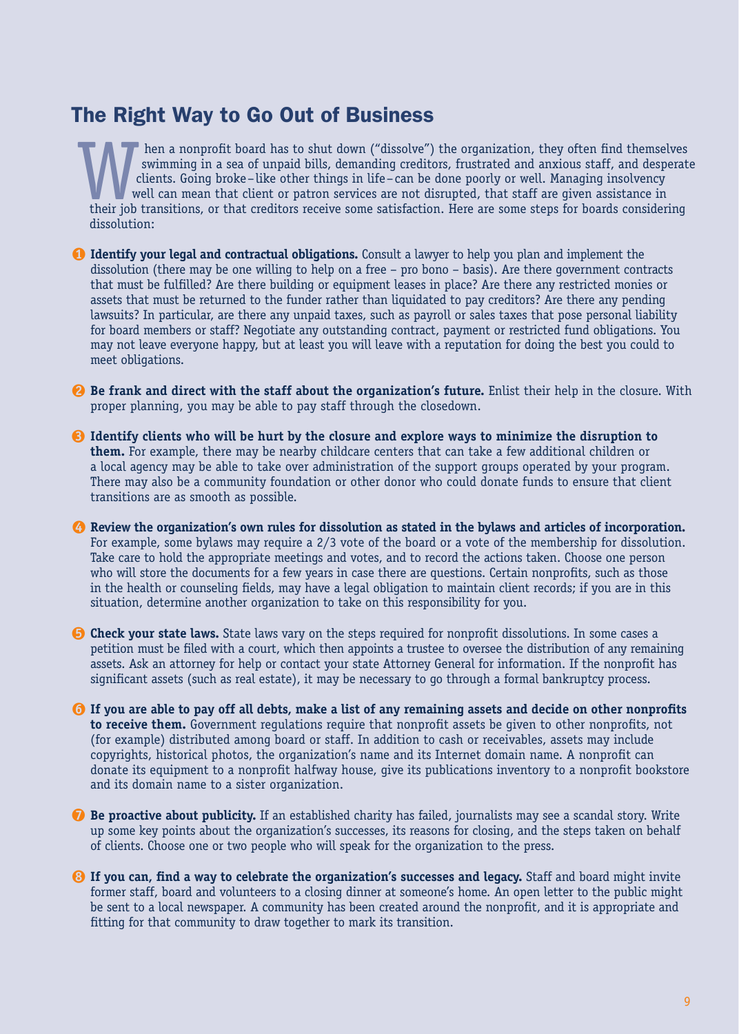## The Right Way to Go Out of Business

When a nonprofit board has to shut down ("dissolve") the organization, they often find themselves swimming in a sea of unpaid bills, demanding creditors, frustrated and anxious staff, and desperate clients. Going broke – like other things in life – can be done poorly or well. Managing insolvency well can mean that client or patron services are not disrupted, that staff are given assistance in their job transitions, or that creditors receive some satisfaction. Here are some steps for boards considering dissolution:

1. **Identify your legal and contractual obligations.** Consult a lawyer to help you plan and implement the dissolution (there may be one willing to help on a free – pro bono – basis). Are there government contracts that must be fulfilled? Are there building or equipment leases in place? Are there any restricted monies or assets that must be returned to the funder rather than liquidated to pay creditors? Are there any pending lawsuits? In particular, are there any unpaid taxes, such as payroll or sales taxes that pose personal liability for board members or staff? Negotiate any outstanding contract, payment or restricted fund obligations. You may not leave everyone happy, but at least you will leave with a reputation for doing the best you could to meet obligations.

2. **Be frank and direct with the staff about the organization's future.** Enlist their help in the closure. With proper planning, you may be able to pay staff through the closedown.

3. **Identify clients who will be hurt by the closure and explore ways to minimize the disruption to them.** For example, there may be nearby childcare centers that can take a few additional children or a local agency may be able to take over administration of the support groups operated by your program. There may also be a community foundation or other donor who could donate funds to ensure that client transitions are as smooth as possible.

4. **Review the organization's own rules for dissolution as stated in the bylaws and articles of incorporation.** For example, some bylaws may require a 2/3 vote of the board or a vote of the membership for dissolution. Take care to hold the appropriate meetings and votes, and to record the actions taken. Choose one person who will store the documents for a few years in case there are questions. Certain nonprofits, such as those in the health or counseling fields, may have a legal obligation to maintain client records; if you are in this situation, determine another organization to take on this responsibility for you.

5. **Check your state laws.** State laws vary on the steps required for nonprofit dissolutions. In some cases a petition must be filed with a court, which then appoints a trustee to oversee the distribution of any remaining assets. Ask an attorney for help or contact your state Attorney General for information. If the nonprofit has significant assets (such as real estate), it may be necessary to go through a formal bankruptcy process.

6. **If you are able to pay off all debts, make a list of any remaining assets and decide on other nonprofits to receive them.** Government regulations require that nonprofit assets be given to other nonprofits, not (for example) distributed among board or staff. In addition to cash or receivables, assets may include copyrights, historical photos, the organization's name and its Internet domain name. A nonprofit can donate its equipment to a nonprofit halfway house, give its publications inventory to a nonprofit bookstore and its domain name to a sister organization.

7. **Be proactive about publicity.** If an established charity has failed, journalists may see a scandal story. Write up some key points about the organization's successes, its reasons for closing, and the steps taken on behalf of clients. Choose one or two people who will speak for the organization to the press.

8. **If you can, find a way to celebrate the organization's successes and legacy.** Staff and board might invite former staff, board and volunteers to a closing dinner at someone's home. An open letter to the public might be sent to a local newspaper. A community has been created around the nonprofit, and it is appropriate and fitting for that community to draw together to mark its transition.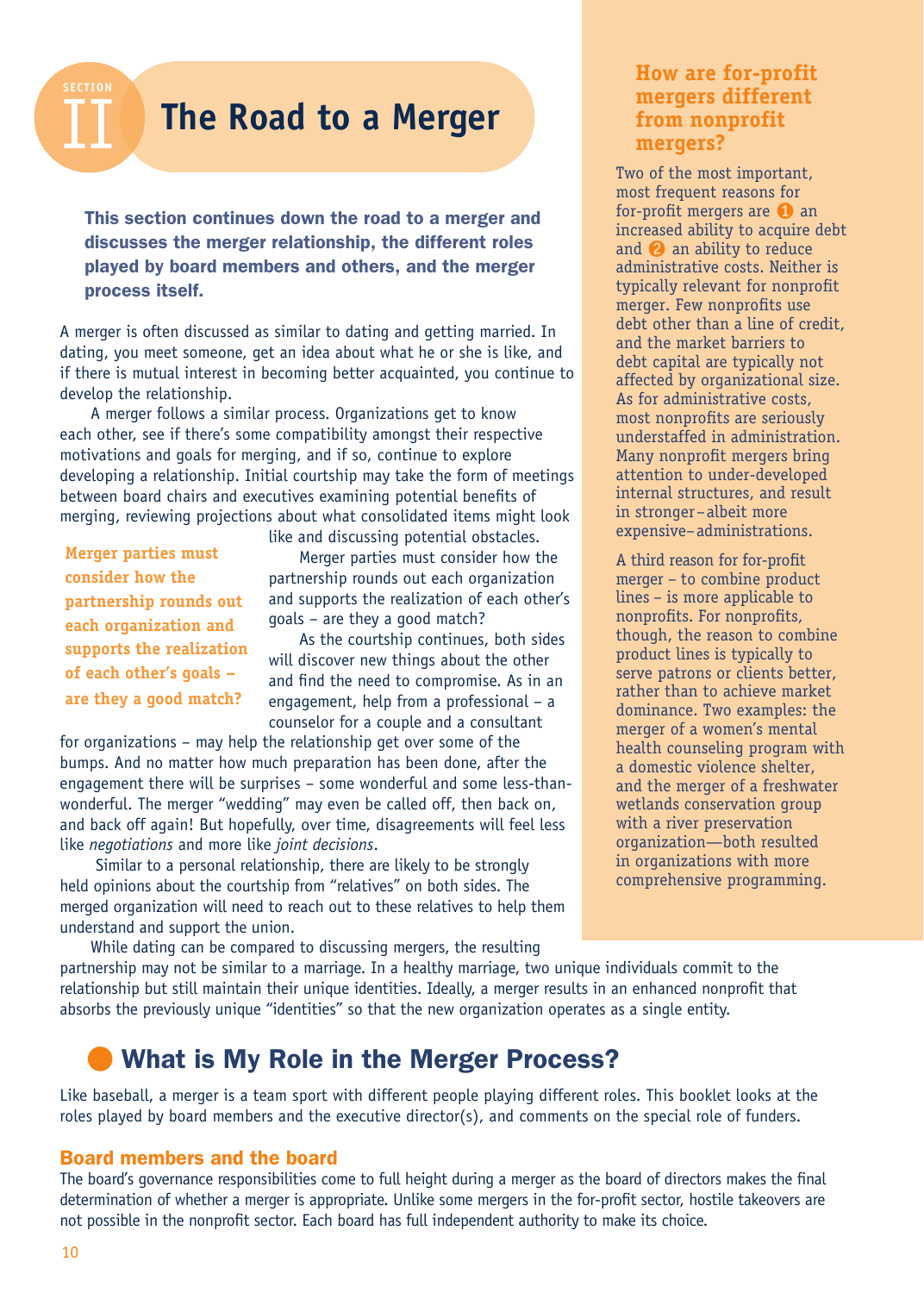# SECTION II The Road to a Merger

**This section continues down the road to a merger and discusses the merger relationship, the different roles played by board members and others, and the merger process itself.**

A merger is often discussed as similar to dating and getting married. In dating, you meet someone, get an idea about what he or she is like, and if there is mutual interest in becoming better acquainted, you continue to develop the relationship.

A merger follows a similar process. Organizations get to know each other, see if there's some compatibility amongst their respective motivations and goals for merging, and if so, continue to explore developing a relationship. Initial courtship may take the form of meetings between board chairs and executives examining potential benefits of merging, reviewing projections about what consolidated items might look like and discussing potential obstacles.

> **Merger parties must consider how the partnership rounds out each organization and supports the realization of each other's goals – are they a good match?**

Merger parties must consider how the partnership rounds out each organization and supports the realization of each other's goals – are they a good match?

As the courtship continues, both sides will discover new things about the other and find the need to compromise. As in an engagement, help from a professional – a counselor for a couple and a consultant for organizations – may help the relationship get over some of the bumps. And no matter how much preparation has been done, after the engagement there will be surprises – some wonderful and some less-than-wonderful. The merger "wedding" may even be called off, then back on, and back off again! But hopefully, over time, disagreements will feel less like *negotiations* and more like *joint decisions*.

Similar to a personal relationship, there are likely to be strongly held opinions about the courtship from "relatives" on both sides. The merged organization will need to reach out to these relatives to help them understand and support the union.

While dating can be compared to discussing mergers, the resulting partnership may not be similar to a marriage. In a healthy marriage, two unique individuals commit to the relationship but still maintain their unique identities. Ideally, a merger results in an enhanced nonprofit that absorbs the previously unique "identities" so that the new organization operates as a single entity.

### How are for-profit mergers different from nonprofit mergers?

Two of the most important, most frequent reasons for for-profit mergers are ❶ an increased ability to acquire debt and ❷ an ability to reduce administrative costs. Neither is typically relevant for nonprofit merger. Few nonprofits use debt other than a line of credit, and the market barriers to debt capital are typically not affected by organizational size. As for administrative costs, most nonprofits are seriously understaffed in administration. Many nonprofit mergers bring attention to under-developed internal structures, and result in stronger–albeit more expensive–administrations.

A third reason for for-profit merger – to combine product lines – is more applicable to nonprofits. For nonprofits, though, the reason to combine product lines is typically to serve patrons or clients better, rather than to achieve market dominance. Two examples: the merger of a women's mental health counseling program with a domestic violence shelter, and the merger of a freshwater wetlands conservation group with a river preservation organization—both resulted in organizations with more comprehensive programming.

## What is My Role in the Merger Process?

Like baseball, a merger is a team sport with different people playing different roles. This booklet looks at the roles played by board members and the executive director(s), and comments on the special role of funders.

### Board members and the board

The board's governance responsibilities come to full height during a merger as the board of directors makes the final determination of whether a merger is appropriate. Unlike some mergers in the for-profit sector, hostile takeovers are not possible in the nonprofit sector. Each board has full independent authority to make its choice.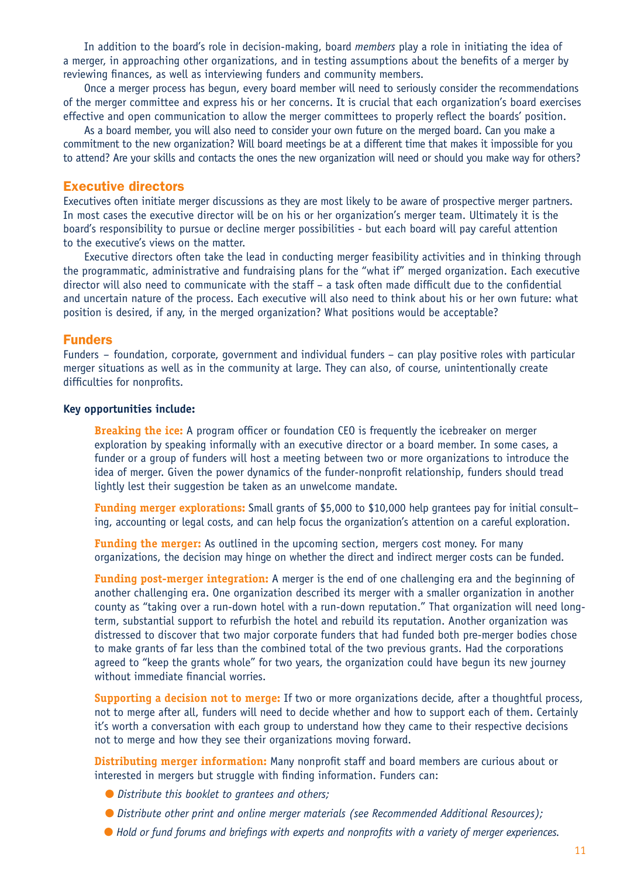In addition to the board's role in decision-making, board *members* play a role in initiating the idea of a merger, in approaching other organizations, and in testing assumptions about the benefits of a merger by reviewing finances, as well as interviewing funders and community members.

Once a merger process has begun, every board member will need to seriously consider the recommendations of the merger committee and express his or her concerns. It is crucial that each organization's board exercises effective and open communication to allow the merger committees to properly reflect the boards' position.

As a board member, you will also need to consider your own future on the merged board. Can you make a commitment to the new organization? Will board meetings be at a different time that makes it impossible for you to attend? Are your skills and contacts the ones the new organization will need or should you make way for others?

## Executive directors

Executives often initiate merger discussions as they are most likely to be aware of prospective merger partners. In most cases the executive director will be on his or her organization's merger team. Ultimately it is the board's responsibility to pursue or decline merger possibilities - but each board will pay careful attention to the executive's views on the matter.

Executive directors often take the lead in conducting merger feasibility activities and in thinking through the programmatic, administrative and fundraising plans for the "what if" merged organization. Each executive director will also need to communicate with the staff – a task often made difficult due to the confidential and uncertain nature of the process. Each executive will also need to think about his or her own future: what position is desired, if any, in the merged organization? What positions would be acceptable?

## Funders

Funders – foundation, corporate, government and individual funders – can play positive roles with particular merger situations as well as in the community at large. They can also, of course, unintentionally create difficulties for nonprofits.

**Key opportunities include:**

**Breaking the ice:** A program officer or foundation CEO is frequently the icebreaker on merger exploration by speaking informally with an executive director or a board member. In some cases, a funder or a group of funders will host a meeting between two or more organizations to introduce the idea of merger. Given the power dynamics of the funder-nonprofit relationship, funders should tread lightly lest their suggestion be taken as an unwelcome mandate.

**Funding merger explorations:** Small grants of $5,000 to $10,000 help grantees pay for initial consulting, accounting or legal costs, and can help focus the organization's attention on a careful exploration.

**Funding the merger:** As outlined in the upcoming section, mergers cost money. For many organizations, the decision may hinge on whether the direct and indirect merger costs can be funded.

**Funding post-merger integration:** A merger is the end of one challenging era and the beginning of another challenging era. One organization described its merger with a smaller organization in another county as "taking over a run-down hotel with a run-down reputation." That organization will need long-term, substantial support to refurbish the hotel and rebuild its reputation. Another organization was distressed to discover that two major corporate funders that had funded both pre-merger bodies chose to make grants of far less than the combined total of the two previous grants. Had the corporations agreed to "keep the grants whole" for two years, the organization could have begun its new journey without immediate financial worries.

**Supporting a decision not to merge:** If two or more organizations decide, after a thoughtful process, not to merge after all, funders will need to decide whether and how to support each of them. Certainly it's worth a conversation with each group to understand how they came to their respective decisions not to merge and how they see their organizations moving forward.

**Distributing merger information:** Many nonprofit staff and board members are curious about or interested in mergers but struggle with finding information. Funders can:

- *Distribute this booklet to grantees and others;*
- *Distribute other print and online merger materials (see Recommended Additional Resources);*
- *Hold or fund forums and briefings with experts and nonprofits with a variety of merger experiences.*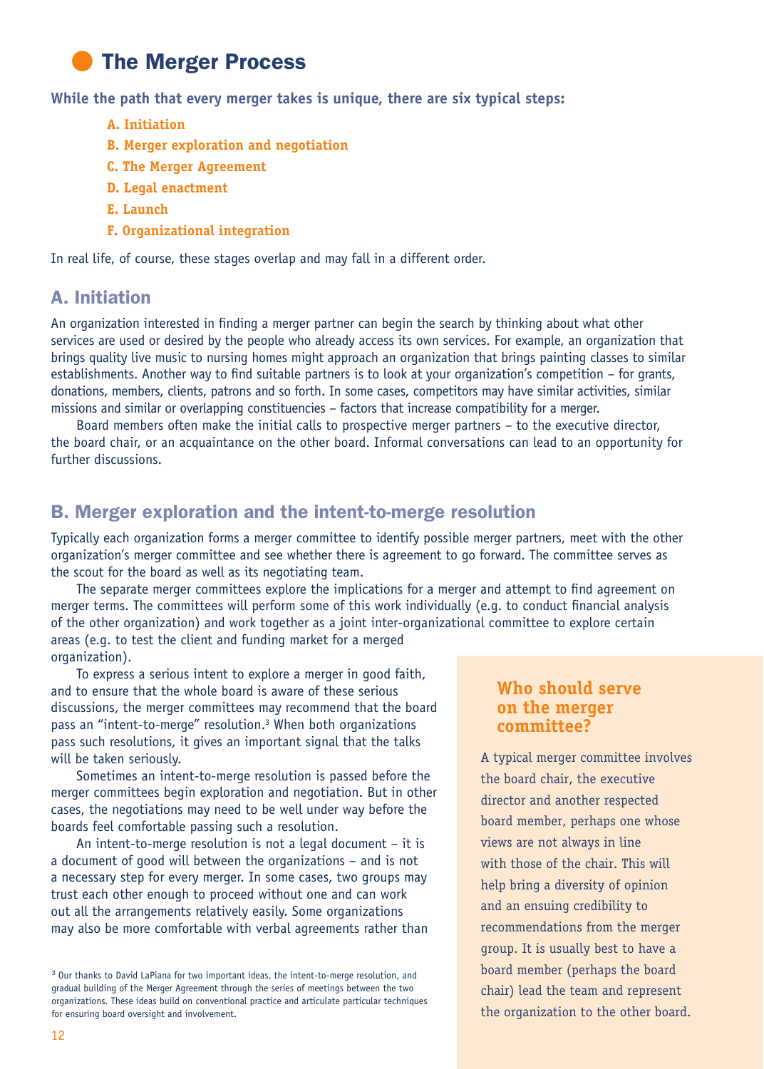## The Merger Process

**While the path that every merger takes is unique, there are six typical steps:**

- **A. Initiation**
- **B. Merger exploration and negotiation**
- **C. The Merger Agreement**
- **D. Legal enactment**
- **E. Launch**
- **F. Organizational integration**

In real life, of course, these stages overlap and may fall in a different order.

### A. Initiation

An organization interested in finding a merger partner can begin the search by thinking about what other services are used or desired by the people who already access its own services. For example, an organization that brings quality live music to nursing homes might approach an organization that brings painting classes to similar establishments. Another way to find suitable partners is to look at your organization's competition – for grants, donations, members, clients, patrons and so forth. In some cases, competitors may have similar activities, similar missions and similar or overlapping constituencies – factors that increase compatibility for a merger.

Board members often make the initial calls to prospective merger partners – to the executive director, the board chair, or an acquaintance on the other board. Informal conversations can lead to an opportunity for further discussions.

### B. Merger exploration and the intent-to-merge resolution

Typically each organization forms a merger committee to identify possible merger partners, meet with the other organization's merger committee and see whether there is agreement to go forward. The committee serves as the scout for the board as well as its negotiating team.

The separate merger committees explore the implications for a merger and attempt to find agreement on merger terms. The committees will perform some of this work individually (e.g. to conduct financial analysis of the other organization) and work together as a joint inter-organizational committee to explore certain areas (e.g. to test the client and funding market for a merged organization).

To express a serious intent to explore a merger in good faith, and to ensure that the whole board is aware of these serious discussions, the merger committees may recommend that the board pass an "intent-to-merge" resolution.[3] When both organizations pass such resolutions, it gives an important signal that the talks will be taken seriously.

Sometimes an intent-to-merge resolution is passed before the merger committees begin exploration and negotiation. But in other cases, the negotiations may need to be well under way before the boards feel comfortable passing such a resolution.

An intent-to-merge resolution is not a legal document – it is a document of good will between the organizations – and is not a necessary step for every merger. In some cases, two groups may trust each other enough to proceed without one and can work out all the arrangements relatively easily. Some organizations may also be more comfortable with verbal agreements rather than

#### Who should serve on the merger committee?

A typical merger committee involves the board chair, the executive director and another respected board member, perhaps one whose views are not always in line with those of the chair. This will help bring a diversity of opinion and an ensuing credibility to recommendations from the merger group. It is usually best to have a board member (perhaps the board chair) lead the team and represent the organization to the other board.

[3] Our thanks to David LaPiana for two important ideas, the intent-to-merge resolution, and gradual building of the Merger Agreement through the series of meetings between the two organizations. These ideas build on conventional practice and articulate particular techniques for ensuring board oversight and involvement.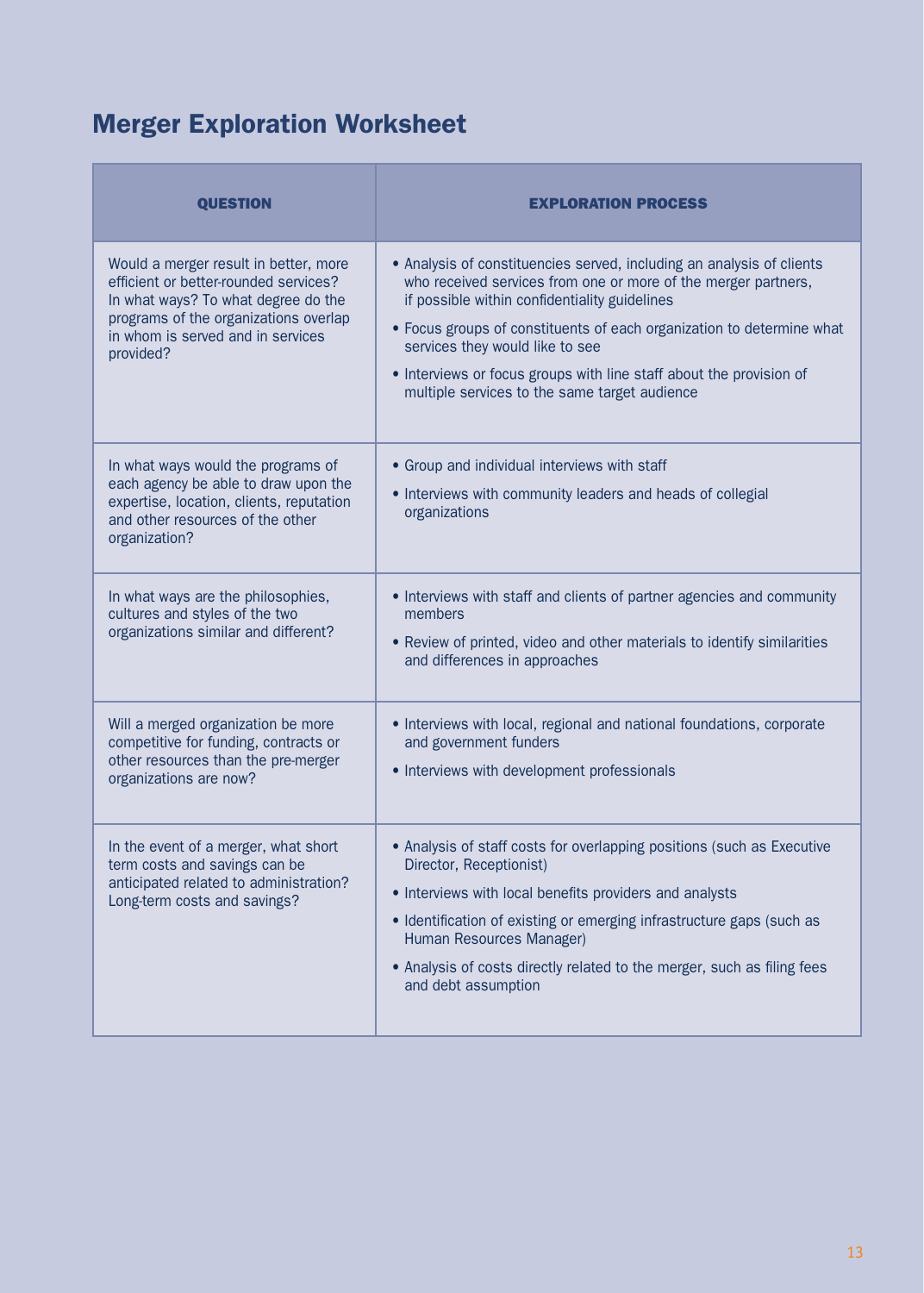## Merger Exploration Worksheet

| QUESTION | EXPLORATION PROCESS |
|---|---|
| Would a merger result in better, more efficient or better-rounded services? In what ways? To what degree do the programs of the organizations overlap in whom is served and in services provided? | • Analysis of constituencies served, including an analysis of clients who received services from one or more of the merger partners, if possible within confidentiality guidelines<br>• Focus groups of constituents of each organization to determine what services they would like to see<br>• Interviews or focus groups with line staff about the provision of multiple services to the same target audience |
| In what ways would the programs of each agency be able to draw upon the expertise, location, clients, reputation and other resources of the other organization? | • Group and individual interviews with staff<br>• Interviews with community leaders and heads of collegial organizations |
| In what ways are the philosophies, cultures and styles of the two organizations similar and different? | • Interviews with staff and clients of partner agencies and community members<br>• Review of printed, video and other materials to identify similarities and differences in approaches |
| Will a merged organization be more competitive for funding, contracts or other resources than the pre-merger organizations are now? | • Interviews with local, regional and national foundations, corporate and government funders<br>• Interviews with development professionals |
| In the event of a merger, what short term costs and savings can be anticipated related to administration? Long-term costs and savings? | • Analysis of staff costs for overlapping positions (such as Executive Director, Receptionist)<br>• Interviews with local benefits providers and analysts<br>• Identification of existing or emerging infrastructure gaps (such as Human Resources Manager)<br>• Analysis of costs directly related to the merger, such as filing fees and debt assumption |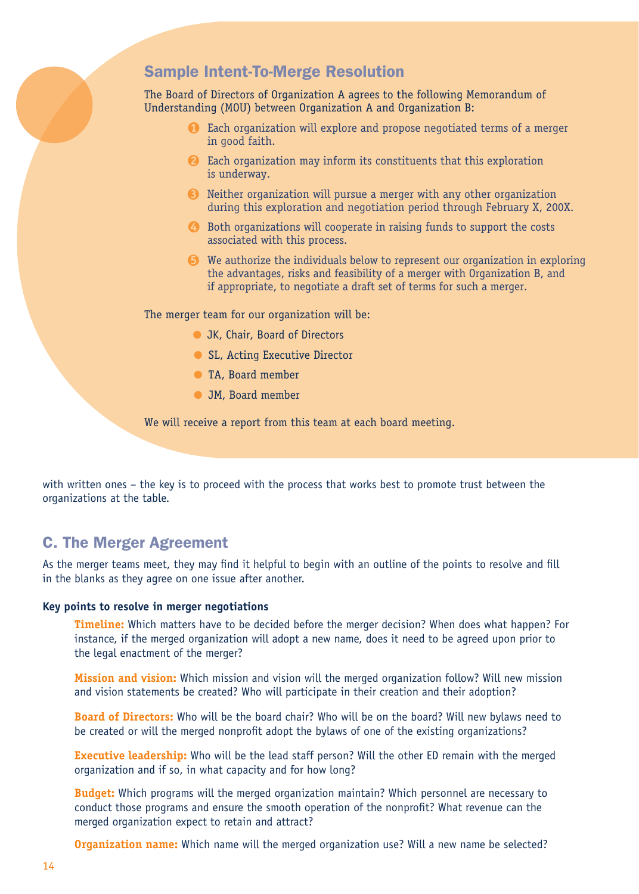## Sample Intent-To-Merge Resolution

The Board of Directors of Organization A agrees to the following Memorandum of Understanding (MOU) between Organization A and Organization B:

1. Each organization will explore and propose negotiated terms of a merger in good faith.
2. Each organization may inform its constituents that this exploration is underway.
3. Neither organization will pursue a merger with any other organization during this exploration and negotiation period through February X, 200X.
4. Both organizations will cooperate in raising funds to support the costs associated with this process.
5. We authorize the individuals below to represent our organization in exploring the advantages, risks and feasibility of a merger with Organization B, and if appropriate, to negotiate a draft set of terms for such a merger.

The merger team for our organization will be:

- JK, Chair, Board of Directors
- SL, Acting Executive Director
- TA, Board member
- JM, Board member

We will receive a report from this team at each board meeting.

with written ones – the key is to proceed with the process that works best to promote trust between the organizations at the table.

## C. The Merger Agreement

As the merger teams meet, they may find it helpful to begin with an outline of the points to resolve and fill in the blanks as they agree on one issue after another.

**Key points to resolve in merger negotiations**

**Timeline:** Which matters have to be decided before the merger decision? When does what happen? For instance, if the merged organization will adopt a new name, does it need to be agreed upon prior to the legal enactment of the merger?

**Mission and vision:** Which mission and vision will the merged organization follow? Will new mission and vision statements be created? Who will participate in their creation and their adoption?

**Board of Directors:** Who will be the board chair? Who will be on the board? Will new bylaws need to be created or will the merged nonprofit adopt the bylaws of one of the existing organizations?

**Executive leadership:** Who will be the lead staff person? Will the other ED remain with the merged organization and if so, in what capacity and for how long?

**Budget:** Which programs will the merged organization maintain? Which personnel are necessary to conduct those programs and ensure the smooth operation of the nonprofit? What revenue can the merged organization expect to retain and attract?

**Organization name:** Which name will the merged organization use? Will a new name be selected?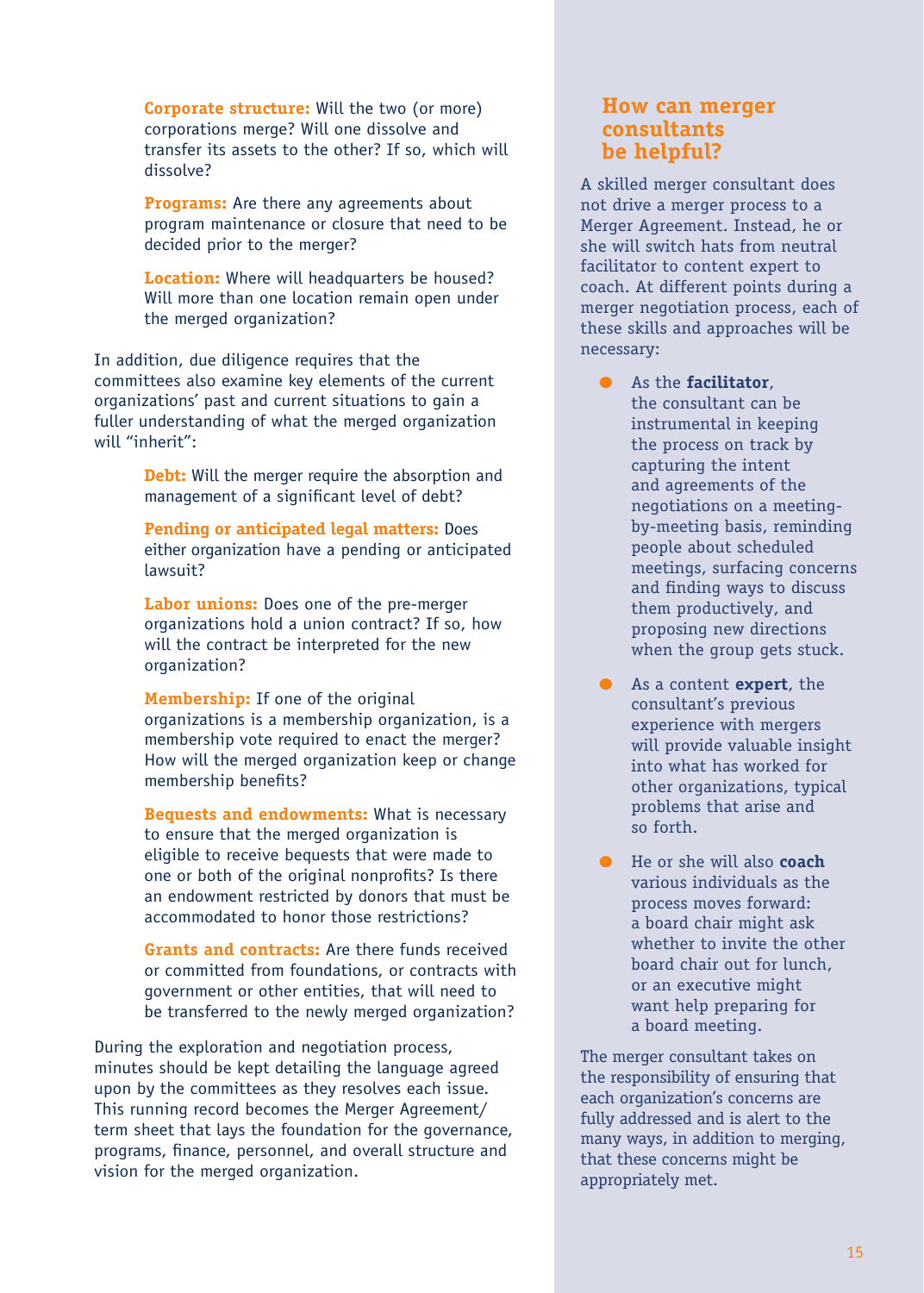**Corporate structure:** Will the two (or more) corporations merge? Will one dissolve and transfer its assets to the other? If so, which will dissolve?

**Programs:** Are there any agreements about program maintenance or closure that need to be decided prior to the merger?

**Location:** Where will headquarters be housed? Will more than one location remain open under the merged organization?

In addition, due diligence requires that the committees also examine key elements of the current organizations' past and current situations to gain a fuller understanding of what the merged organization will "inherit":

**Debt:** Will the merger require the absorption and management of a significant level of debt?

**Pending or anticipated legal matters:** Does either organization have a pending or anticipated lawsuit?

**Labor unions:** Does one of the pre-merger organizations hold a union contract? If so, how will the contract be interpreted for the new organization?

**Membership:** If one of the original organizations is a membership organization, is a membership vote required to enact the merger? How will the merged organization keep or change membership benefits?

**Bequests and endowments:** What is necessary to ensure that the merged organization is eligible to receive bequests that were made to one or both of the original nonprofits? Is there an endowment restricted by donors that must be accommodated to honor those restrictions?

**Grants and contracts:** Are there funds received or committed from foundations, or contracts with government or other entities, that will need to be transferred to the newly merged organization?

During the exploration and negotiation process, minutes should be kept detailing the language agreed upon by the committees as they resolves each issue. This running record becomes the Merger Agreement/ term sheet that lays the foundation for the governance, programs, finance, personnel, and overall structure and vision for the merged organization.

## How can merger consultants be helpful?

A skilled merger consultant does not drive a merger process to a Merger Agreement. Instead, he or she will switch hats from neutral facilitator to content expert to coach. At different points during a merger negotiation process, each of these skills and approaches will be necessary:

- As the **facilitator**, the consultant can be instrumental in keeping the process on track by capturing the intent and agreements of the negotiations on a meeting-by-meeting basis, reminding people about scheduled meetings, surfacing concerns and finding ways to discuss them productively, and proposing new directions when the group gets stuck.
- As a content **expert**, the consultant's previous experience with mergers will provide valuable insight into what has worked for other organizations, typical problems that arise and so forth.
- He or she will also **coach** various individuals as the process moves forward: a board chair might ask whether to invite the other board chair out for lunch, or an executive might want help preparing for a board meeting.

The merger consultant takes on the responsibility of ensuring that each organization's concerns are fully addressed and is alert to the many ways, in addition to merging, that these concerns might be appropriately met.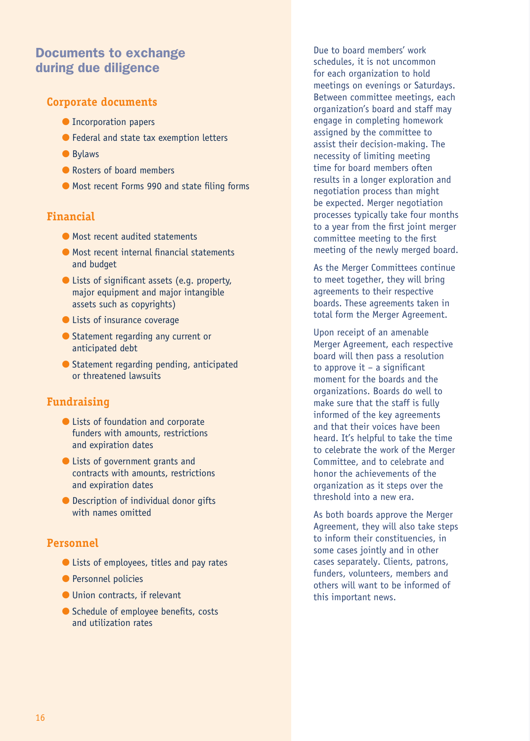## Documents to exchange during due diligence

### Corporate documents

- Incorporation papers
- Federal and state tax exemption letters
- Bylaws
- Rosters of board members
- Most recent Forms 990 and state filing forms

### Financial

- Most recent audited statements
- Most recent internal financial statements and budget
- Lists of significant assets (e.g. property, major equipment and major intangible assets such as copyrights)
- Lists of insurance coverage
- Statement regarding any current or anticipated debt
- Statement regarding pending, anticipated or threatened lawsuits

### Fundraising

- Lists of foundation and corporate funders with amounts, restrictions and expiration dates
- Lists of government grants and contracts with amounts, restrictions and expiration dates
- Description of individual donor gifts with names omitted

### Personnel

- Lists of employees, titles and pay rates
- Personnel policies
- Union contracts, if relevant
- Schedule of employee benefits, costs and utilization rates

Due to board members' work schedules, it is not uncommon for each organization to hold meetings on evenings or Saturdays. Between committee meetings, each organization's board and staff may engage in completing homework assigned by the committee to assist their decision-making. The necessity of limiting meeting time for board members often results in a longer exploration and negotiation process than might be expected. Merger negotiation processes typically take four months to a year from the first joint merger committee meeting to the first meeting of the newly merged board.

As the Merger Committees continue to meet together, they will bring agreements to their respective boards. These agreements taken in total form the Merger Agreement.

Upon receipt of an amenable Merger Agreement, each respective board will then pass a resolution to approve it – a significant moment for the boards and the organizations. Boards do well to make sure that the staff is fully informed of the key agreements and that their voices have been heard. It's helpful to take the time to celebrate the work of the Merger Committee, and to celebrate and honor the achievements of the organization as it steps over the threshold into a new era.

As both boards approve the Merger Agreement, they will also take steps to inform their constituencies, in some cases jointly and in other cases separately. Clients, patrons, funders, volunteers, members and others will want to be informed of this important news.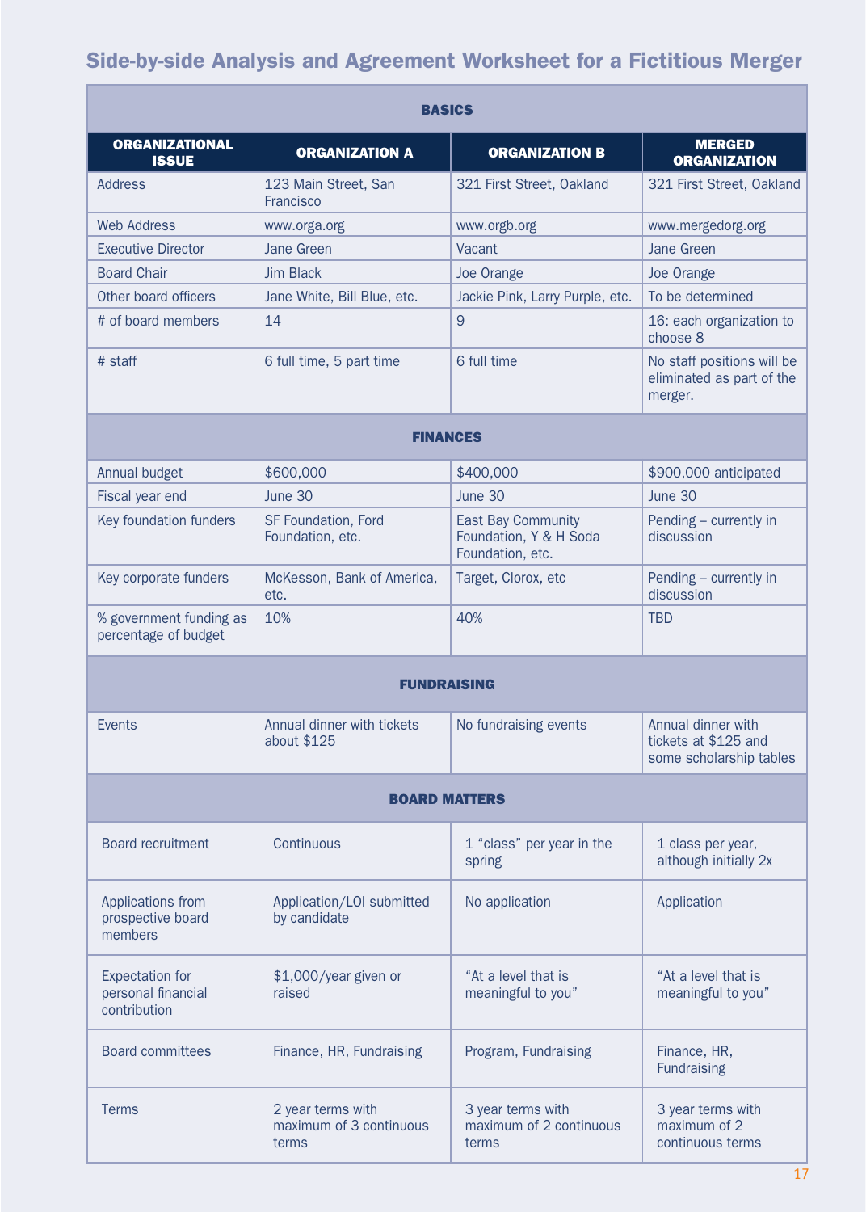## Side-by-side Analysis and Agreement Worksheet for a Fictitious Merger

| **BASICS** | | | |
|---|---|---|---|
| **ORGANIZATIONAL ISSUE** | **ORGANIZATION A** | **ORGANIZATION B** | **MERGED ORGANIZATION** |
| Address | 123 Main Street, San Francisco | 321 First Street, Oakland | 321 First Street, Oakland |
| Web Address | www.orga.org | www.orgb.org | www.mergedorg.org |
| Executive Director | Jane Green | Vacant | Jane Green |
| Board Chair | Jim Black | Joe Orange | Joe Orange |
| Other board officers | Jane White, Bill Blue, etc. | Jackie Pink, Larry Purple, etc. | To be determined |
| # of board members | 14 | 9 | 16: each organization to choose 8 |
| # staff | 6 full time, 5 part time | 6 full time | No staff positions will be eliminated as part of the merger. |
| **FINANCES** | | | |
| Annual budget | $600,000 | $400,000 | $900,000 anticipated |
| Fiscal year end | June 30 | June 30 | June 30 |
| Key foundation funders | SF Foundation, Ford Foundation, etc. | East Bay Community Foundation, Y & H Soda Foundation, etc. | Pending – currently in discussion |
| Key corporate funders | McKesson, Bank of America, etc. | Target, Clorox, etc | Pending – currently in discussion |
| % government funding as percentage of budget | 10% | 40% | TBD |
| **FUNDRAISING** | | | |
| Events | Annual dinner with tickets about $125 | No fundraising events | Annual dinner with tickets at $125 and some scholarship tables |
| **BOARD MATTERS** | | | |
| Board recruitment | Continuous | 1 "class" per year in the spring | 1 class per year, although initially 2x |
| Applications from prospective board members | Application/LOI submitted by candidate | No application | Application |
| Expectation for personal financial contribution | $1,000/year given or raised | "At a level that is meaningful to you" | "At a level that is meaningful to you" |
| Board committees | Finance, HR, Fundraising | Program, Fundraising | Finance, HR, Fundraising |
| Terms | 2 year terms with maximum of 3 continuous terms | 3 year terms with maximum of 2 continuous terms | 3 year terms with maximum of 2 continuous terms |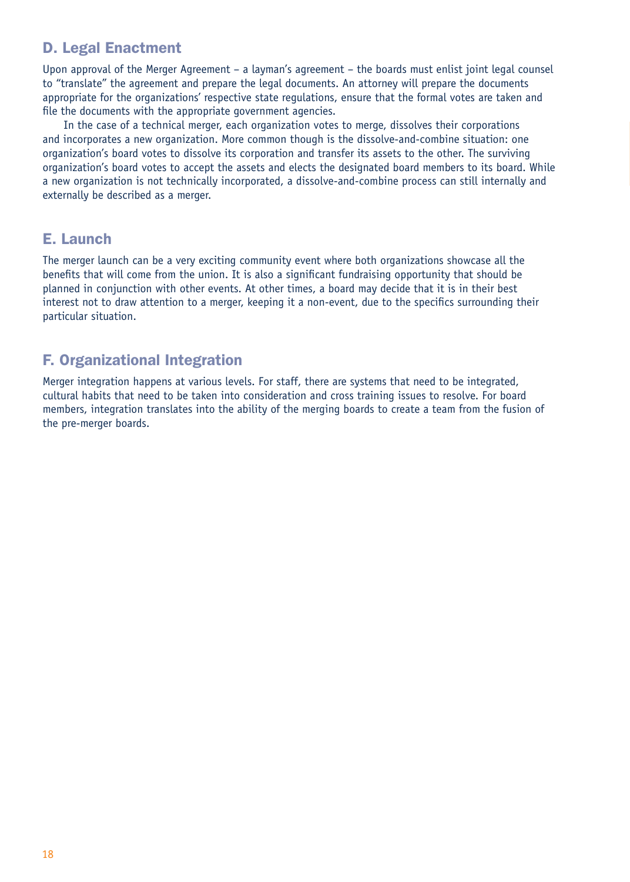## D. Legal Enactment

Upon approval of the Merger Agreement – a layman's agreement – the boards must enlist joint legal counsel to "translate" the agreement and prepare the legal documents. An attorney will prepare the documents appropriate for the organizations' respective state regulations, ensure that the formal votes are taken and file the documents with the appropriate government agencies.

In the case of a technical merger, each organization votes to merge, dissolves their corporations and incorporates a new organization. More common though is the dissolve-and-combine situation: one organization's board votes to dissolve its corporation and transfer its assets to the other. The surviving organization's board votes to accept the assets and elects the designated board members to its board. While a new organization is not technically incorporated, a dissolve-and-combine process can still internally and externally be described as a merger.

## E. Launch

The merger launch can be a very exciting community event where both organizations showcase all the benefits that will come from the union. It is also a significant fundraising opportunity that should be planned in conjunction with other events. At other times, a board may decide that it is in their best interest not to draw attention to a merger, keeping it a non-event, due to the specifics surrounding their particular situation.

## F. Organizational Integration

Merger integration happens at various levels. For staff, there are systems that need to be integrated, cultural habits that need to be taken into consideration and cross training issues to resolve. For board members, integration translates into the ability of the merging boards to create a team from the fusion of the pre-merger boards.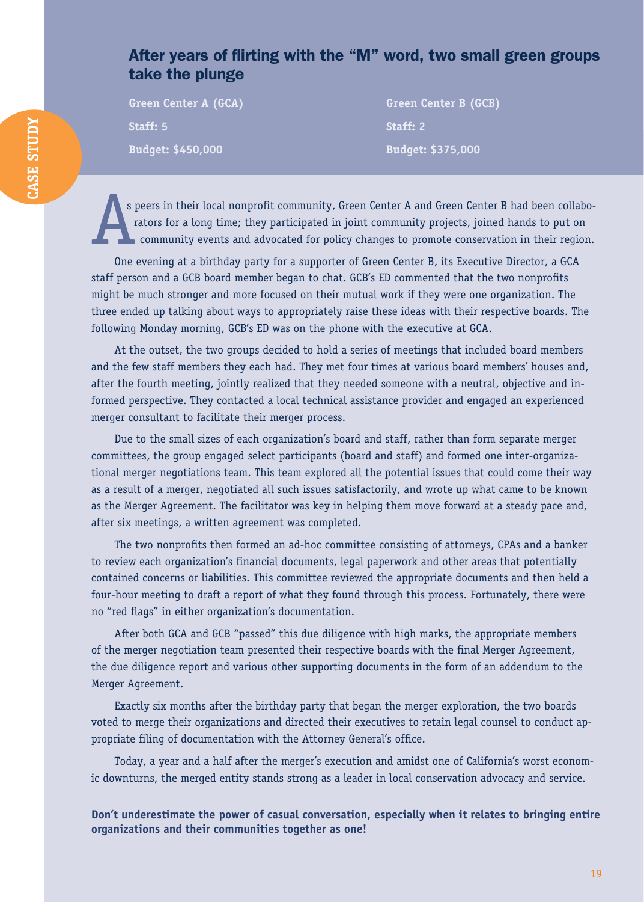CASE STUDY

## After years of flirting with the "M" word, two small green groups take the plunge

| Green Center A (GCA) | Green Center B (GCB) |
|---|---|
| Staff: 5 | Staff: 2 |
| Budget: $450,000 | Budget: $375,000 |

As peers in their local nonprofit community, Green Center A and Green Center B had been collaborators for a long time; they participated in joint community projects, joined hands to put on community events and advocated for policy changes to promote conservation in their region.

One evening at a birthday party for a supporter of Green Center B, its Executive Director, a GCA staff person and a GCB board member began to chat. GCB's ED commented that the two nonprofits might be much stronger and more focused on their mutual work if they were one organization. The three ended up talking about ways to appropriately raise these ideas with their respective boards. The following Monday morning, GCB's ED was on the phone with the executive at GCA.

At the outset, the two groups decided to hold a series of meetings that included board members and the few staff members they each had. They met four times at various board members' houses and, after the fourth meeting, jointly realized that they needed someone with a neutral, objective and informed perspective. They contacted a local technical assistance provider and engaged an experienced merger consultant to facilitate their merger process.

Due to the small sizes of each organization's board and staff, rather than form separate merger committees, the group engaged select participants (board and staff) and formed one inter-organizational merger negotiations team. This team explored all the potential issues that could come their way as a result of a merger, negotiated all such issues satisfactorily, and wrote up what came to be known as the Merger Agreement. The facilitator was key in helping them move forward at a steady pace and, after six meetings, a written agreement was completed.

The two nonprofits then formed an ad-hoc committee consisting of attorneys, CPAs and a banker to review each organization's financial documents, legal paperwork and other areas that potentially contained concerns or liabilities. This committee reviewed the appropriate documents and then held a four-hour meeting to draft a report of what they found through this process. Fortunately, there were no "red flags" in either organization's documentation.

After both GCA and GCB "passed" this due diligence with high marks, the appropriate members of the merger negotiation team presented their respective boards with the final Merger Agreement, the due diligence report and various other supporting documents in the form of an addendum to the Merger Agreement.

Exactly six months after the birthday party that began the merger exploration, the two boards voted to merge their organizations and directed their executives to retain legal counsel to conduct appropriate filing of documentation with the Attorney General's office.

Today, a year and a half after the merger's execution and amidst one of California's worst economic downturns, the merged entity stands strong as a leader in local conservation advocacy and service.

**Don't underestimate the power of casual conversation, especially when it relates to bringing entire organizations and their communities together as one!**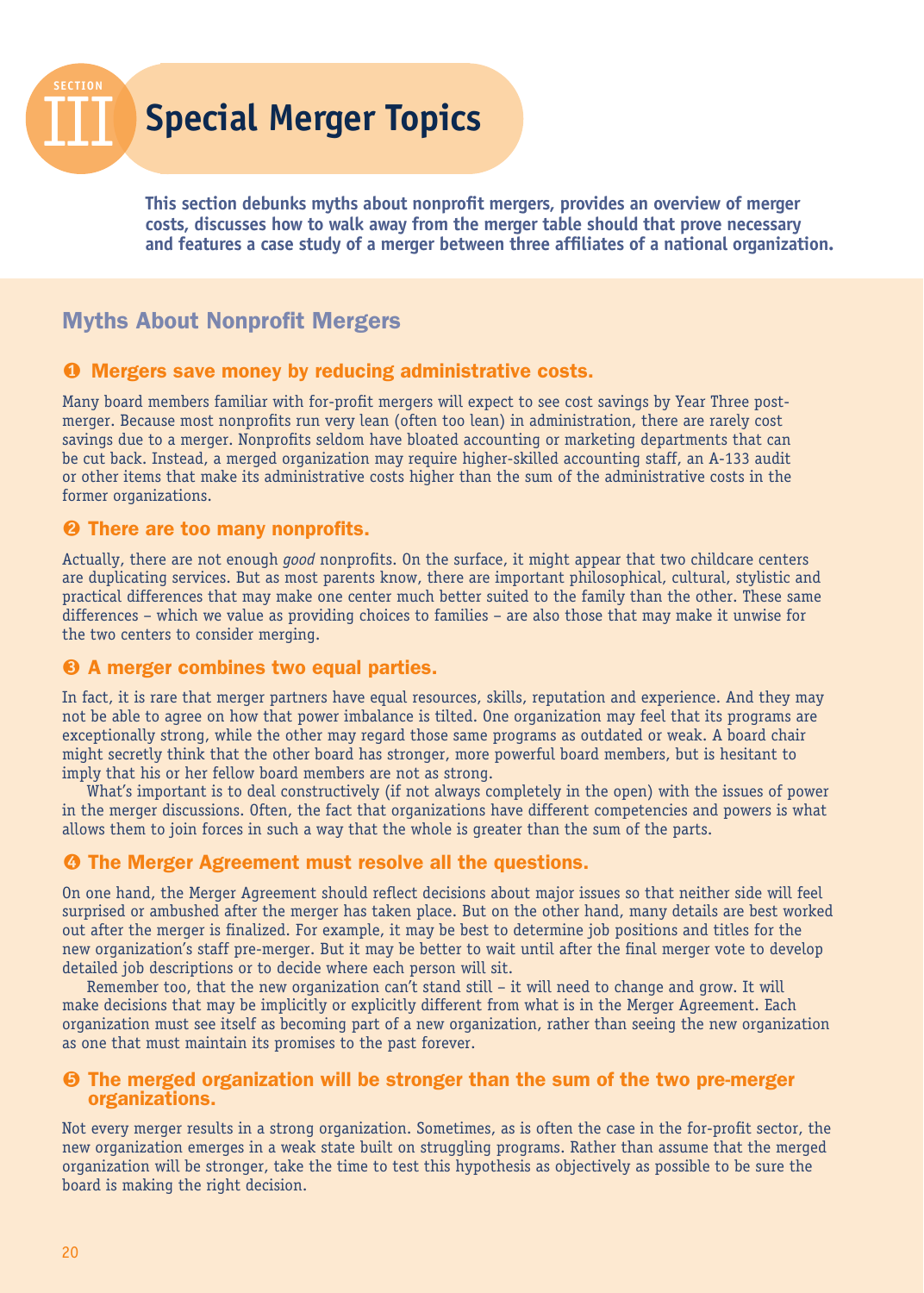# SECTION III Special Merger Topics

**This section debunks myths about nonprofit mergers, provides an overview of merger costs, discusses how to walk away from the merger table should that prove necessary and features a case study of a merger between three affiliates of a national organization.**

## Myths About Nonprofit Mergers

### ❶ Mergers save money by reducing administrative costs.

Many board members familiar with for-profit mergers will expect to see cost savings by Year Three post-merger. Because most nonprofits run very lean (often too lean) in administration, there are rarely cost savings due to a merger. Nonprofits seldom have bloated accounting or marketing departments that can be cut back. Instead, a merged organization may require higher-skilled accounting staff, an A-133 audit or other items that make its administrative costs higher than the sum of the administrative costs in the former organizations.

### ❷ There are too many nonprofits.

Actually, there are not enough *good* nonprofits. On the surface, it might appear that two childcare centers are duplicating services. But as most parents know, there are important philosophical, cultural, stylistic and practical differences that may make one center much better suited to the family than the other. These same differences – which we value as providing choices to families – are also those that may make it unwise for the two centers to consider merging.

### ❸ A merger combines two equal parties.

In fact, it is rare that merger partners have equal resources, skills, reputation and experience. And they may not be able to agree on how that power imbalance is tilted. One organization may feel that its programs are exceptionally strong, while the other may regard those same programs as outdated or weak. A board chair might secretly think that the other board has stronger, more powerful board members, but is hesitant to imply that his or her fellow board members are not as strong.

What's important is to deal constructively (if not always completely in the open) with the issues of power in the merger discussions. Often, the fact that organizations have different competencies and powers is what allows them to join forces in such a way that the whole is greater than the sum of the parts.

### ❹ The Merger Agreement must resolve all the questions.

On one hand, the Merger Agreement should reflect decisions about major issues so that neither side will feel surprised or ambushed after the merger has taken place. But on the other hand, many details are best worked out after the merger is finalized. For example, it may be best to determine job positions and titles for the new organization's staff pre-merger. But it may be better to wait until after the final merger vote to develop detailed job descriptions or to decide where each person will sit.

Remember too, that the new organization can't stand still – it will need to change and grow. It will make decisions that may be implicitly or explicitly different from what is in the Merger Agreement. Each organization must see itself as becoming part of a new organization, rather than seeing the new organization as one that must maintain its promises to the past forever.

### ❺ The merged organization will be stronger than the sum of the two pre-merger organizations.

Not every merger results in a strong organization. Sometimes, as is often the case in the for-profit sector, the new organization emerges in a weak state built on struggling programs. Rather than assume that the merged organization will be stronger, take the time to test this hypothesis as objectively as possible to be sure the board is making the right decision.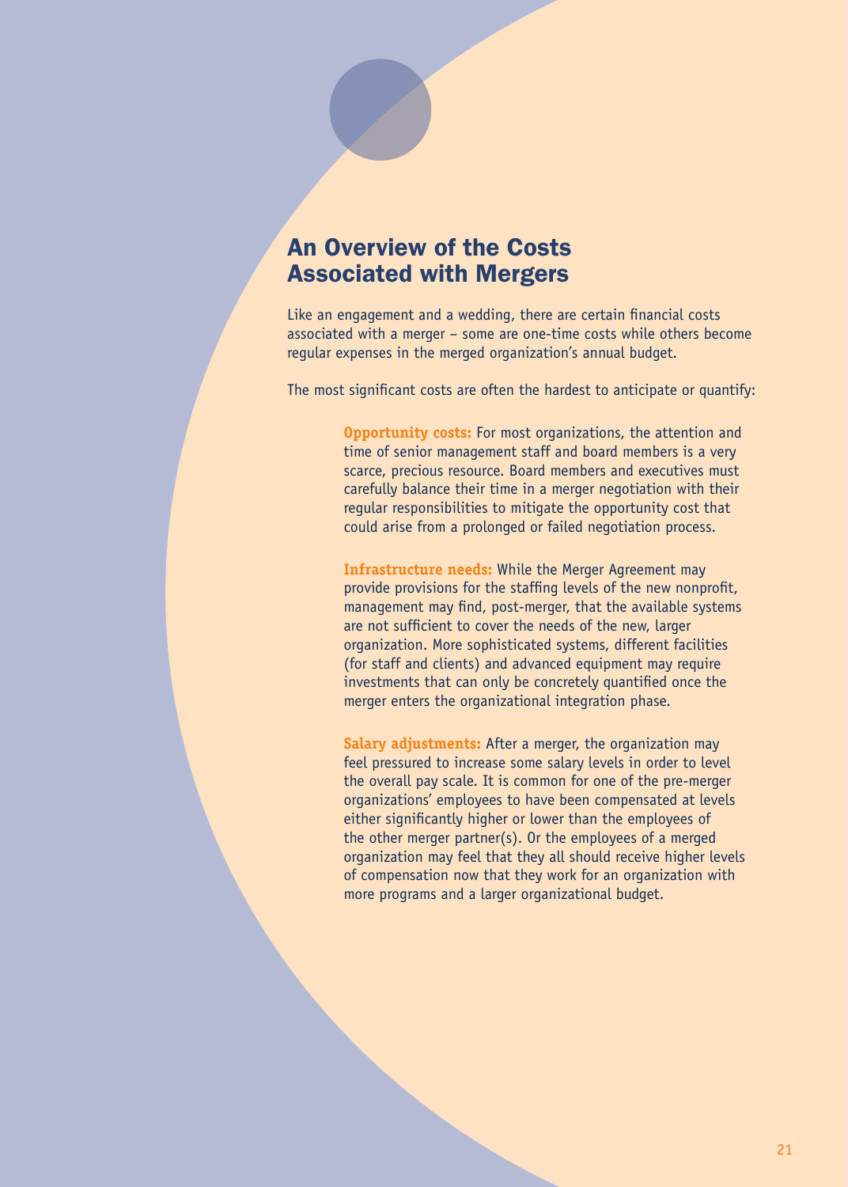## An Overview of the Costs Associated with Mergers

Like an engagement and a wedding, there are certain financial costs associated with a merger – some are one-time costs while others become regular expenses in the merged organization's annual budget.

The most significant costs are often the hardest to anticipate or quantify:

**Opportunity costs:** For most organizations, the attention and time of senior management staff and board members is a very scarce, precious resource. Board members and executives must carefully balance their time in a merger negotiation with their regular responsibilities to mitigate the opportunity cost that could arise from a prolonged or failed negotiation process.

**Infrastructure needs:** While the Merger Agreement may provide provisions for the staffing levels of the new nonprofit, management may find, post-merger, that the available systems are not sufficient to cover the needs of the new, larger organization. More sophisticated systems, different facilities (for staff and clients) and advanced equipment may require investments that can only be concretely quantified once the merger enters the organizational integration phase.

**Salary adjustments:** After a merger, the organization may feel pressured to increase some salary levels in order to level the overall pay scale. It is common for one of the pre-merger organizations' employees to have been compensated at levels either significantly higher or lower than the employees of the other merger partner(s). Or the employees of a merged organization may feel that they all should receive higher levels of compensation now that they work for an organization with more programs and a larger organizational budget.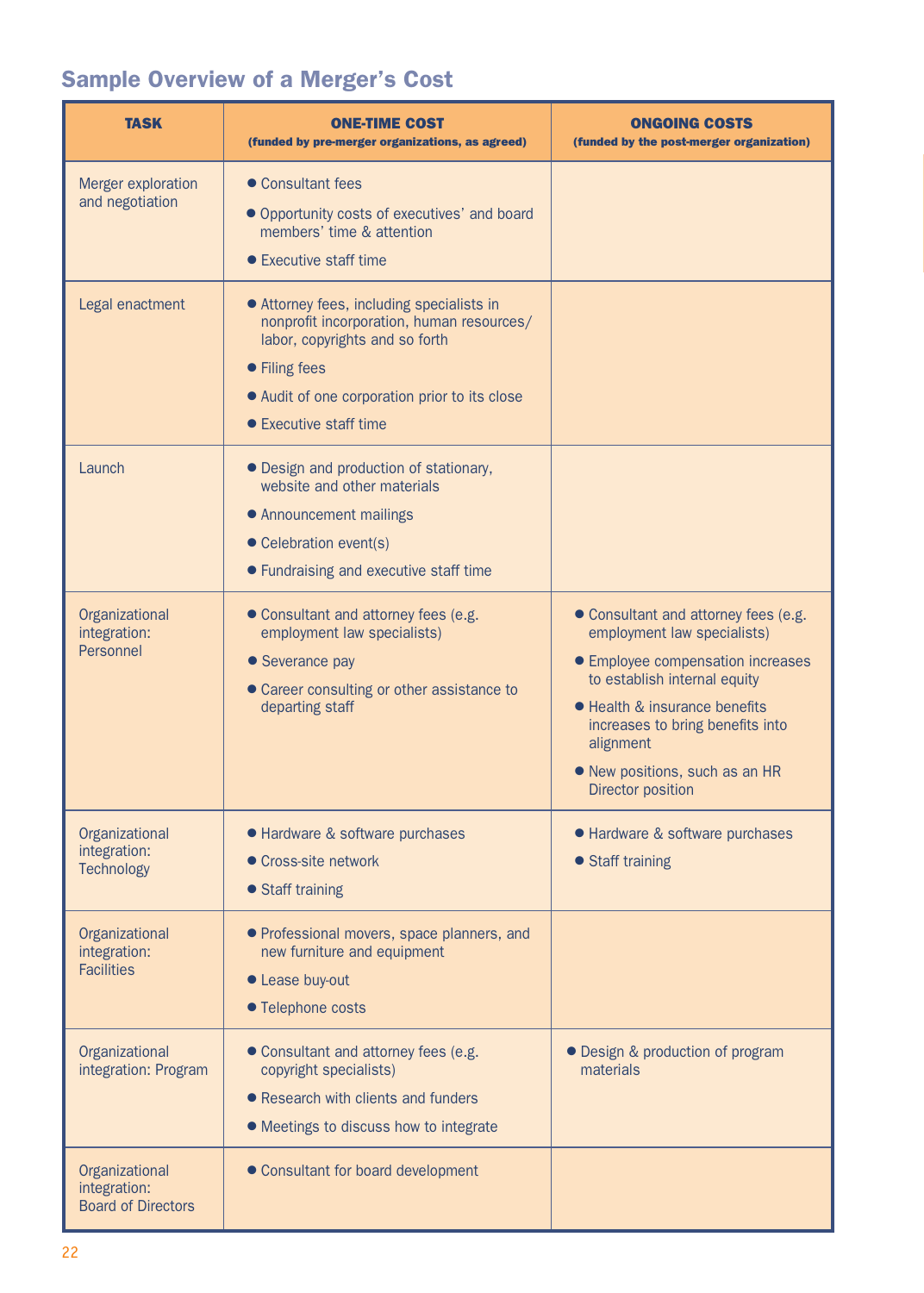## Sample Overview of a Merger's Cost

| TASK | ONE-TIME COST (funded by pre-merger organizations, as agreed) | ONGOING COSTS (funded by the post-merger organization) |
|---|---|---|
| Merger exploration and negotiation | • Consultant fees<br>• Opportunity costs of executives' and board members' time & attention<br>• Executive staff time | |
| Legal enactment | • Attorney fees, including specialists in nonprofit incorporation, human resources/ labor, copyrights and so forth<br>• Filing fees<br>• Audit of one corporation prior to its close<br>• Executive staff time | |
| Launch | • Design and production of stationary, website and other materials<br>• Announcement mailings<br>• Celebration event(s)<br>• Fundraising and executive staff time | |
| Organizational integration: Personnel | • Consultant and attorney fees (e.g. employment law specialists)<br>• Severance pay<br>• Career consulting or other assistance to departing staff | • Consultant and attorney fees (e.g. employment law specialists)<br>• Employee compensation increases to establish internal equity<br>• Health & insurance benefits increases to bring benefits into alignment<br>• New positions, such as an HR Director position |
| Organizational integration: Technology | • Hardware & software purchases<br>• Cross-site network<br>• Staff training | • Hardware & software purchases<br>• Staff training |
| Organizational integration: Facilities | • Professional movers, space planners, and new furniture and equipment<br>• Lease buy-out<br>• Telephone costs | |
| Organizational integration: Program | • Consultant and attorney fees (e.g. copyright specialists)<br>• Research with clients and funders<br>• Meetings to discuss how to integrate | • Design & production of program materials |
| Organizational integration: Board of Directors | • Consultant for board development | |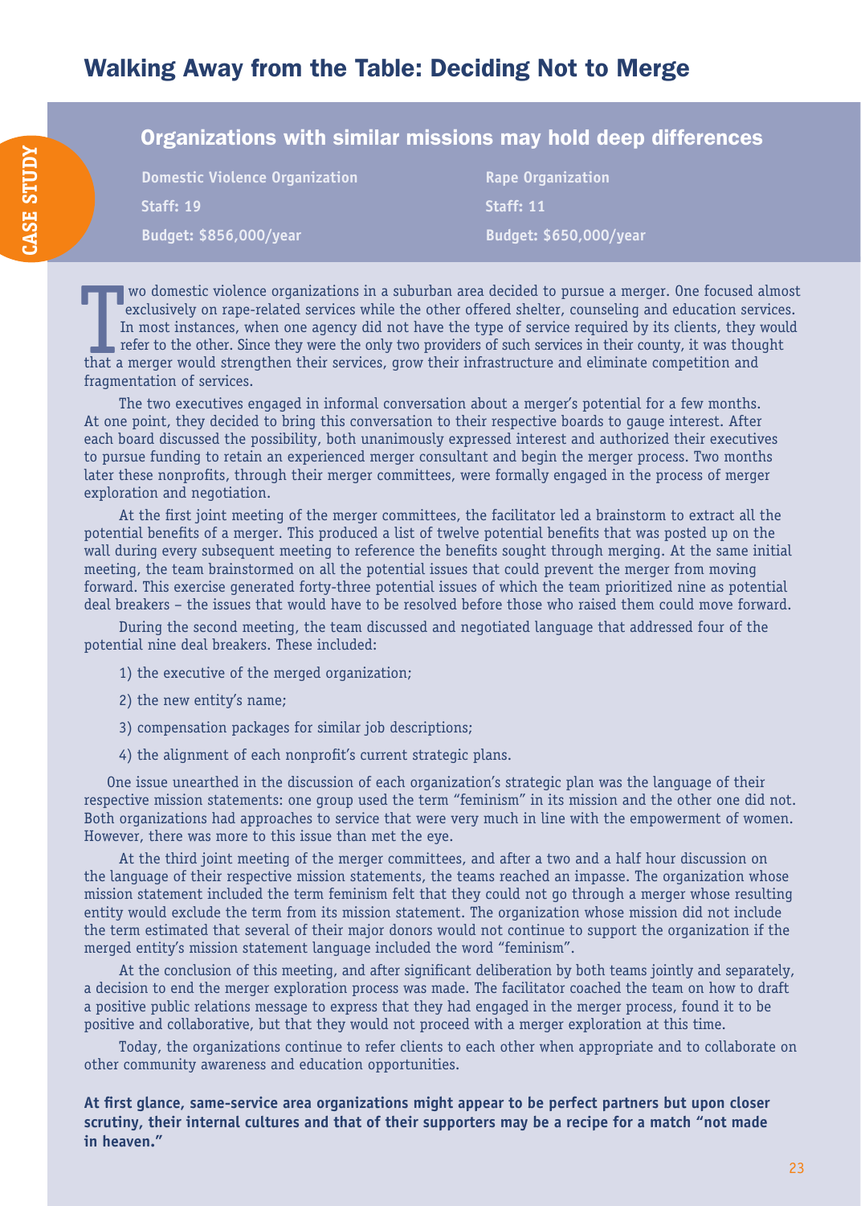# Walking Away from the Table: Deciding Not to Merge

CASE STUDY

## Organizations with similar missions may hold deep differences

| Domestic Violence Organization | Rape Organization |
|---|---|
| Staff: 19 | Staff: 11 |
| Budget: $856,000/year | Budget: $650,000/year |

Two domestic violence organizations in a suburban area decided to pursue a merger. One focused almost exclusively on rape-related services while the other offered shelter, counseling and education services. In most instances, when one agency did not have the type of service required by its clients, they would refer to the other. Since they were the only two providers of such services in their county, it was thought that a merger would strengthen their services, grow their infrastructure and eliminate competition and fragmentation of services.

The two executives engaged in informal conversation about a merger's potential for a few months. At one point, they decided to bring this conversation to their respective boards to gauge interest. After each board discussed the possibility, both unanimously expressed interest and authorized their executives to pursue funding to retain an experienced merger consultant and begin the merger process. Two months later these nonprofits, through their merger committees, were formally engaged in the process of merger exploration and negotiation.

At the first joint meeting of the merger committees, the facilitator led a brainstorm to extract all the potential benefits of a merger. This produced a list of twelve potential benefits that was posted up on the wall during every subsequent meeting to reference the benefits sought through merging. At the same initial meeting, the team brainstormed on all the potential issues that could prevent the merger from moving forward. This exercise generated forty-three potential issues of which the team prioritized nine as potential deal breakers – the issues that would have to be resolved before those who raised them could move forward.

During the second meeting, the team discussed and negotiated language that addressed four of the potential nine deal breakers. These included:

1) the executive of the merged organization;

2) the new entity's name;

3) compensation packages for similar job descriptions;

4) the alignment of each nonprofit's current strategic plans.

One issue unearthed in the discussion of each organization's strategic plan was the language of their respective mission statements: one group used the term "feminism" in its mission and the other one did not. Both organizations had approaches to service that were very much in line with the empowerment of women. However, there was more to this issue than met the eye.

At the third joint meeting of the merger committees, and after a two and a half hour discussion on the language of their respective mission statements, the teams reached an impasse. The organization whose mission statement included the term feminism felt that they could not go through a merger whose resulting entity would exclude the term from its mission statement. The organization whose mission did not include the term estimated that several of their major donors would not continue to support the organization if the merged entity's mission statement language included the word "feminism".

At the conclusion of this meeting, and after significant deliberation by both teams jointly and separately, a decision to end the merger exploration process was made. The facilitator coached the team on how to draft a positive public relations message to express that they had engaged in the merger process, found it to be positive and collaborative, but that they would not proceed with a merger exploration at this time.

Today, the organizations continue to refer clients to each other when appropriate and to collaborate on other community awareness and education opportunities.

**At first glance, same-service area organizations might appear to be perfect partners but upon closer scrutiny, their internal cultures and that of their supporters may be a recipe for a match "not made in heaven."**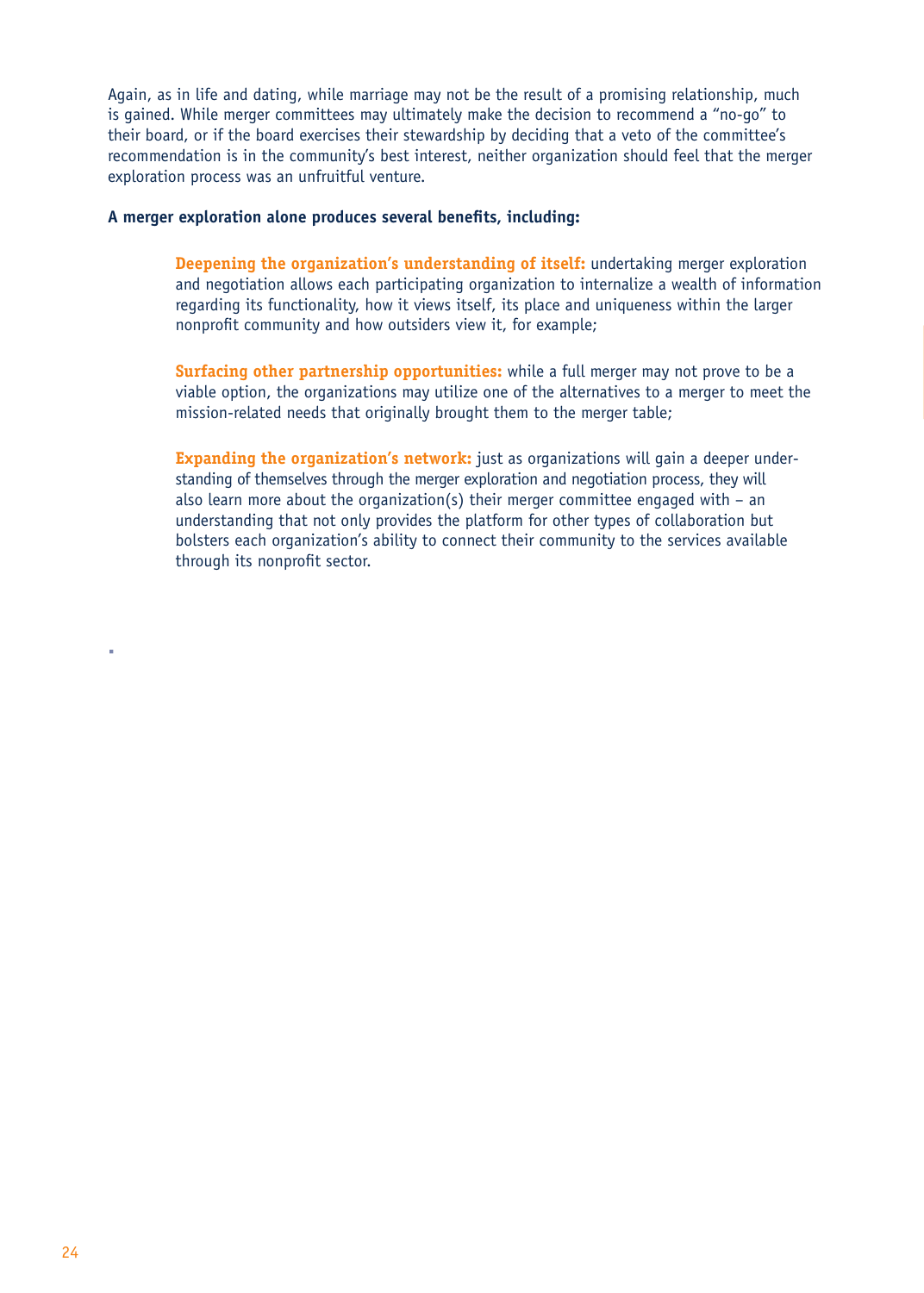Again, as in life and dating, while marriage may not be the result of a promising relationship, much is gained. While merger committees may ultimately make the decision to recommend a "no-go" to their board, or if the board exercises their stewardship by deciding that a veto of the committee's recommendation is in the community's best interest, neither organization should feel that the merger exploration process was an unfruitful venture.

**A merger exploration alone produces several benefits, including:**

**Deepening the organization's understanding of itself:** undertaking merger exploration and negotiation allows each participating organization to internalize a wealth of information regarding its functionality, how it views itself, its place and uniqueness within the larger nonprofit community and how outsiders view it, for example;

**Surfacing other partnership opportunities:** while a full merger may not prove to be a viable option, the organizations may utilize one of the alternatives to a merger to meet the mission-related needs that originally brought them to the merger table;

**Expanding the organization's network:** just as organizations will gain a deeper understanding of themselves through the merger exploration and negotiation process, they will also learn more about the organization(s) their merger committee engaged with – an understanding that not only provides the platform for other types of collaboration but bolsters each organization's ability to connect their community to the services available through its nonprofit sector.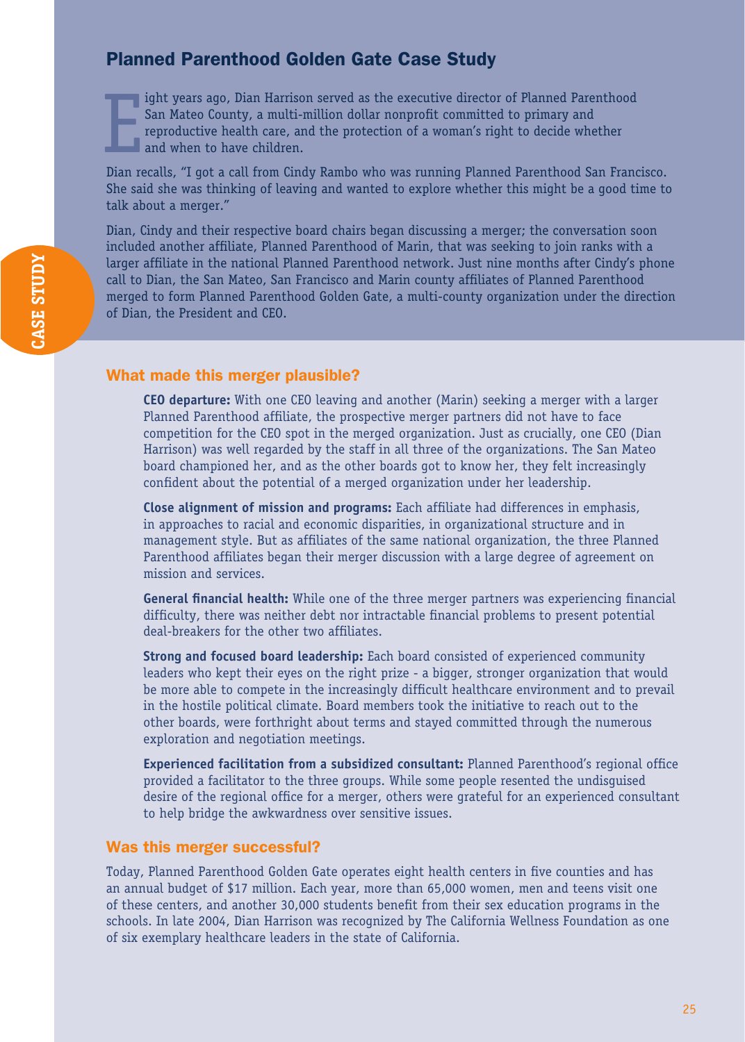## Planned Parenthood Golden Gate Case Study

Eight years ago, Dian Harrison served as the executive director of Planned Parenthood San Mateo County, a multi-million dollar nonprofit committed to primary and reproductive health care, and the protection of a woman's right to decide whether and when to have children.

Dian recalls, "I got a call from Cindy Rambo who was running Planned Parenthood San Francisco. She said she was thinking of leaving and wanted to explore whether this might be a good time to talk about a merger."

Dian, Cindy and their respective board chairs began discussing a merger; the conversation soon included another affiliate, Planned Parenthood of Marin, that was seeking to join ranks with a larger affiliate in the national Planned Parenthood network. Just nine months after Cindy's phone call to Dian, the San Mateo, San Francisco and Marin county affiliates of Planned Parenthood merged to form Planned Parenthood Golden Gate, a multi-county organization under the direction of Dian, the President and CEO.

### What made this merger plausible?

**CEO departure:** With one CEO leaving and another (Marin) seeking a merger with a larger Planned Parenthood affiliate, the prospective merger partners did not have to face competition for the CEO spot in the merged organization. Just as crucially, one CEO (Dian Harrison) was well regarded by the staff in all three of the organizations. The San Mateo board championed her, and as the other boards got to know her, they felt increasingly confident about the potential of a merged organization under her leadership.

**Close alignment of mission and programs:** Each affiliate had differences in emphasis, in approaches to racial and economic disparities, in organizational structure and in management style. But as affiliates of the same national organization, the three Planned Parenthood affiliates began their merger discussion with a large degree of agreement on mission and services.

**General financial health:** While one of the three merger partners was experiencing financial difficulty, there was neither debt nor intractable financial problems to present potential deal-breakers for the other two affiliates.

**Strong and focused board leadership:** Each board consisted of experienced community leaders who kept their eyes on the right prize - a bigger, stronger organization that would be more able to compete in the increasingly difficult healthcare environment and to prevail in the hostile political climate. Board members took the initiative to reach out to the other boards, were forthright about terms and stayed committed through the numerous exploration and negotiation meetings.

**Experienced facilitation from a subsidized consultant:** Planned Parenthood's regional office provided a facilitator to the three groups. While some people resented the undisguised desire of the regional office for a merger, others were grateful for an experienced consultant to help bridge the awkwardness over sensitive issues.

### Was this merger successful?

Today, Planned Parenthood Golden Gate operates eight health centers in five counties and has an annual budget of $17 million. Each year, more than 65,000 women, men and teens visit one of these centers, and another 30,000 students benefit from their sex education programs in the schools. In late 2004, Dian Harrison was recognized by The California Wellness Foundation as one of six exemplary healthcare leaders in the state of California.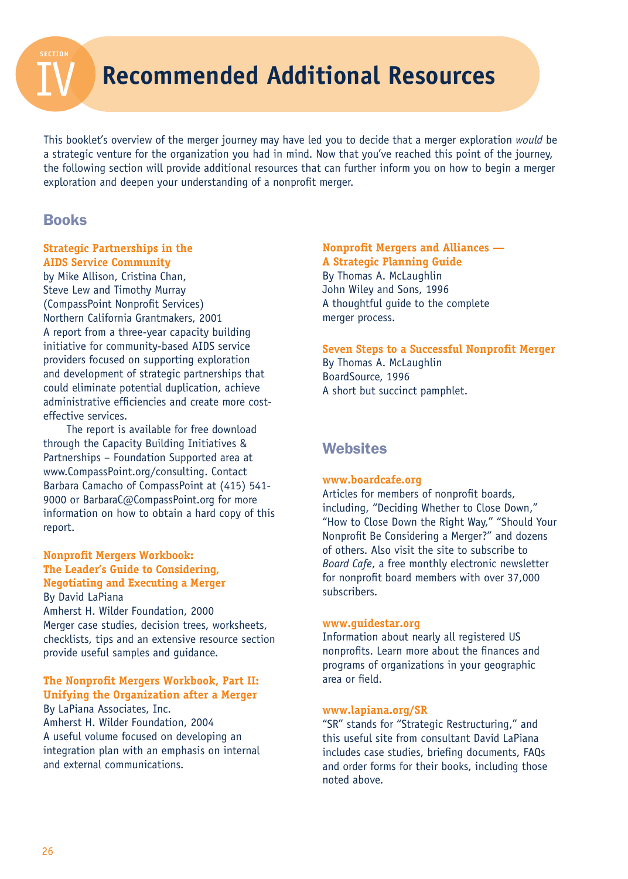# SECTION IV Recommended Additional Resources

This booklet's overview of the merger journey may have led you to decide that a merger exploration *would* be a strategic venture for the organization you had in mind. Now that you've reached this point of the journey, the following section will provide additional resources that can further inform you on how to begin a merger exploration and deepen your understanding of a nonprofit merger.

## Books

**Strategic Partnerships in the AIDS Service Community**
by Mike Allison, Cristina Chan, Steve Lew and Timothy Murray (CompassPoint Nonprofit Services)
Northern California Grantmakers, 2001
A report from a three-year capacity building initiative for community-based AIDS service providers focused on supporting exploration and development of strategic partnerships that could eliminate potential duplication, achieve administrative efficiencies and create more cost-effective services.

The report is available for free download through the Capacity Building Initiatives & Partnerships – Foundation Supported area at www.CompassPoint.org/consulting. Contact Barbara Camacho of CompassPoint at (415) 541-9000 or BarbaraC@CompassPoint.org for more information on how to obtain a hard copy of this report.

**Nonprofit Mergers Workbook: The Leader's Guide to Considering, Negotiating and Executing a Merger**
By David LaPiana
Amherst H. Wilder Foundation, 2000
Merger case studies, decision trees, worksheets, checklists, tips and an extensive resource section provide useful samples and guidance.

**The Nonprofit Mergers Workbook, Part II: Unifying the Organization after a Merger**
By LaPiana Associates, Inc.
Amherst H. Wilder Foundation, 2004
A useful volume focused on developing an integration plan with an emphasis on internal and external communications.

**Nonprofit Mergers and Alliances — A Strategic Planning Guide**
By Thomas A. McLaughlin
John Wiley and Sons, 1996
A thoughtful guide to the complete merger process.

**Seven Steps to a Successful Nonprofit Merger**
By Thomas A. McLaughlin
BoardSource, 1996
A short but succinct pamphlet.

## Websites

**www.boardcafe.org**
Articles for members of nonprofit boards, including, "Deciding Whether to Close Down," "How to Close Down the Right Way," "Should Your Nonprofit Be Considering a Merger?" and dozens of others. Also visit the site to subscribe to *Board Cafe*, a free monthly electronic newsletter for nonprofit board members with over 37,000 subscribers.

**www.guidestar.org**
Information about nearly all registered US nonprofits. Learn more about the finances and programs of organizations in your geographic area or field.

**www.lapiana.org/SR**
"SR" stands for "Strategic Restructuring," and this useful site from consultant David LaPiana includes case studies, briefing documents, FAQs and order forms for their books, including those noted above.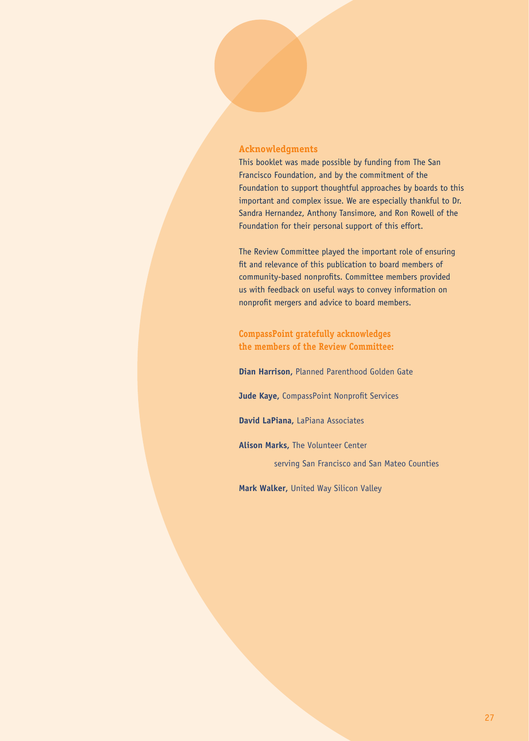## Acknowledgments

This booklet was made possible by funding from The San Francisco Foundation, and by the commitment of the Foundation to support thoughtful approaches by boards to this important and complex issue. We are especially thankful to Dr. Sandra Hernandez, Anthony Tansimore, and Ron Rowell of the Foundation for their personal support of this effort.

The Review Committee played the important role of ensuring fit and relevance of this publication to board members of community-based nonprofits. Committee members provided us with feedback on useful ways to convey information on nonprofit mergers and advice to board members.

### CompassPoint gratefully acknowledges the members of the Review Committee:

**Dian Harrison,** Planned Parenthood Golden Gate

**Jude Kaye,** CompassPoint Nonprofit Services

**David LaPiana,** LaPiana Associates

**Alison Marks,** The Volunteer Center serving San Francisco and San Mateo Counties

**Mark Walker,** United Way Silicon Valley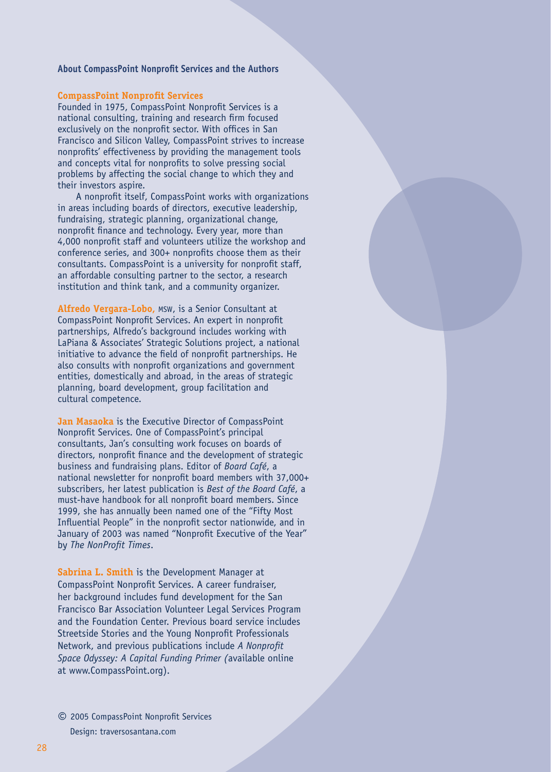## About CompassPoint Nonprofit Services and the Authors

### CompassPoint Nonprofit Services

Founded in 1975, CompassPoint Nonprofit Services is a national consulting, training and research firm focused exclusively on the nonprofit sector. With offices in San Francisco and Silicon Valley, CompassPoint strives to increase nonprofits' effectiveness by providing the management tools and concepts vital for nonprofits to solve pressing social problems by affecting the social change to which they and their investors aspire.

A nonprofit itself, CompassPoint works with organizations in areas including boards of directors, executive leadership, fundraising, strategic planning, organizational change, nonprofit finance and technology. Every year, more than 4,000 nonprofit staff and volunteers utilize the workshop and conference series, and 300+ nonprofits choose them as their consultants. CompassPoint is a university for nonprofit staff, an affordable consulting partner to the sector, a research institution and think tank, and a community organizer.

**Alfredo Vergara-Lobo,** MSW, is a Senior Consultant at CompassPoint Nonprofit Services. An expert in nonprofit partnerships, Alfredo's background includes working with LaPiana & Associates' Strategic Solutions project, a national initiative to advance the field of nonprofit partnerships. He also consults with nonprofit organizations and government entities, domestically and abroad, in the areas of strategic planning, board development, group facilitation and cultural competence.

**Jan Masaoka** is the Executive Director of CompassPoint Nonprofit Services. One of CompassPoint's principal consultants, Jan's consulting work focuses on boards of directors, nonprofit finance and the development of strategic business and fundraising plans. Editor of *Board Café*, a national newsletter for nonprofit board members with 37,000+ subscribers, her latest publication is *Best of the Board Café*, a must-have handbook for all nonprofit board members. Since 1999, she has annually been named one of the "Fifty Most Influential People" in the nonprofit sector nationwide, and in January of 2003 was named "Nonprofit Executive of the Year" by *The NonProfit Times*.

**Sabrina L. Smith** is the Development Manager at CompassPoint Nonprofit Services. A career fundraiser, her background includes fund development for the San Francisco Bar Association Volunteer Legal Services Program and the Foundation Center. Previous board service includes Streetside Stories and the Young Nonprofit Professionals Network, and previous publications include *A Nonprofit Space Odyssey: A Capital Funding Primer (*available online at www.CompassPoint.org).

© 2005 CompassPoint Nonprofit Services

Design: traversosantana.com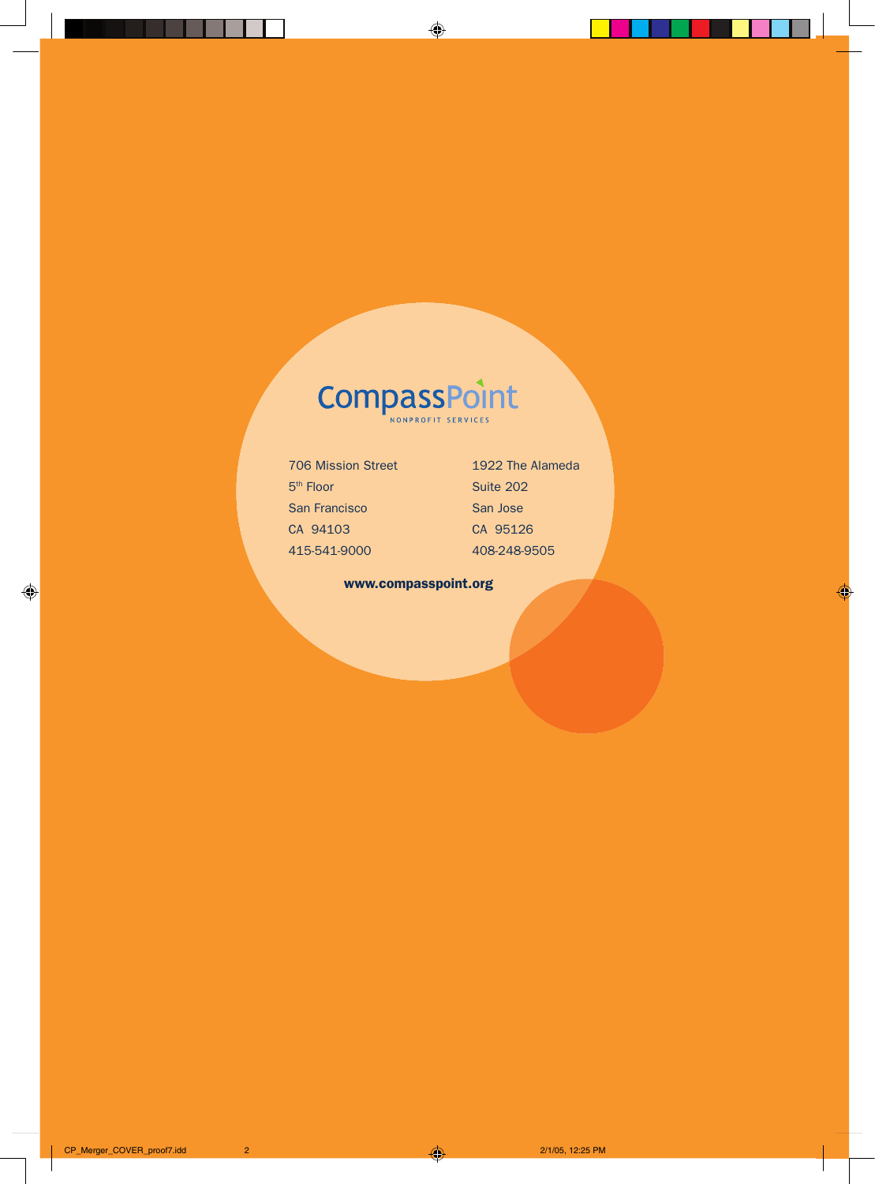CompassPoint

NONPROFIT SERVICES

706 Mission Street
5th Floor
San Francisco
CA 94103
415-541-9000

1922 The Alameda
Suite 202
San Jose
CA 95126
408-248-9505

**www.compasspoint.org**